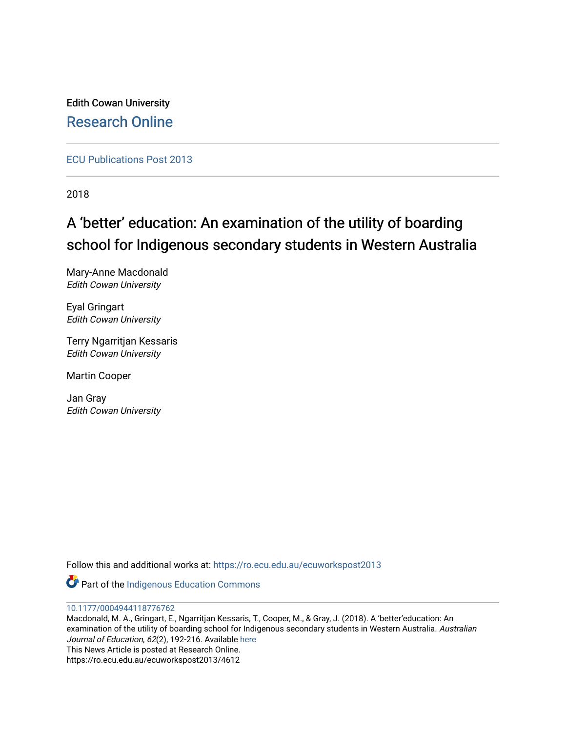Edith Cowan University

Research Online

ECU Publications Post 2013

2018

# A 'better' education: An examination of the utility of boarding school for Indigenous secondary students in Western Australia

Mary-Anne Macdonald
*Edith Cowan University*

Eyal Gringart
*Edith Cowan University*

Terry Ngarritjan Kessaris
*Edith Cowan University*

Martin Cooper

Jan Gray
*Edith Cowan University*

Follow this and additional works at: https://ro.ecu.edu.au/ecuworkspost2013

Part of the Indigenous Education Commons

10.1177/0004944118776762

Macdonald, M. A., Gringart, E., Ngarritjan Kessaris, T., Cooper, M., & Gray, J. (2018). A 'better'education: An examination of the utility of boarding school for Indigenous secondary students in Western Australia. *Australian Journal of Education*, *62*(2), 192-216. Available here

This News Article is posted at Research Online.
https://ro.ecu.edu.au/ecuworkspost2013/4612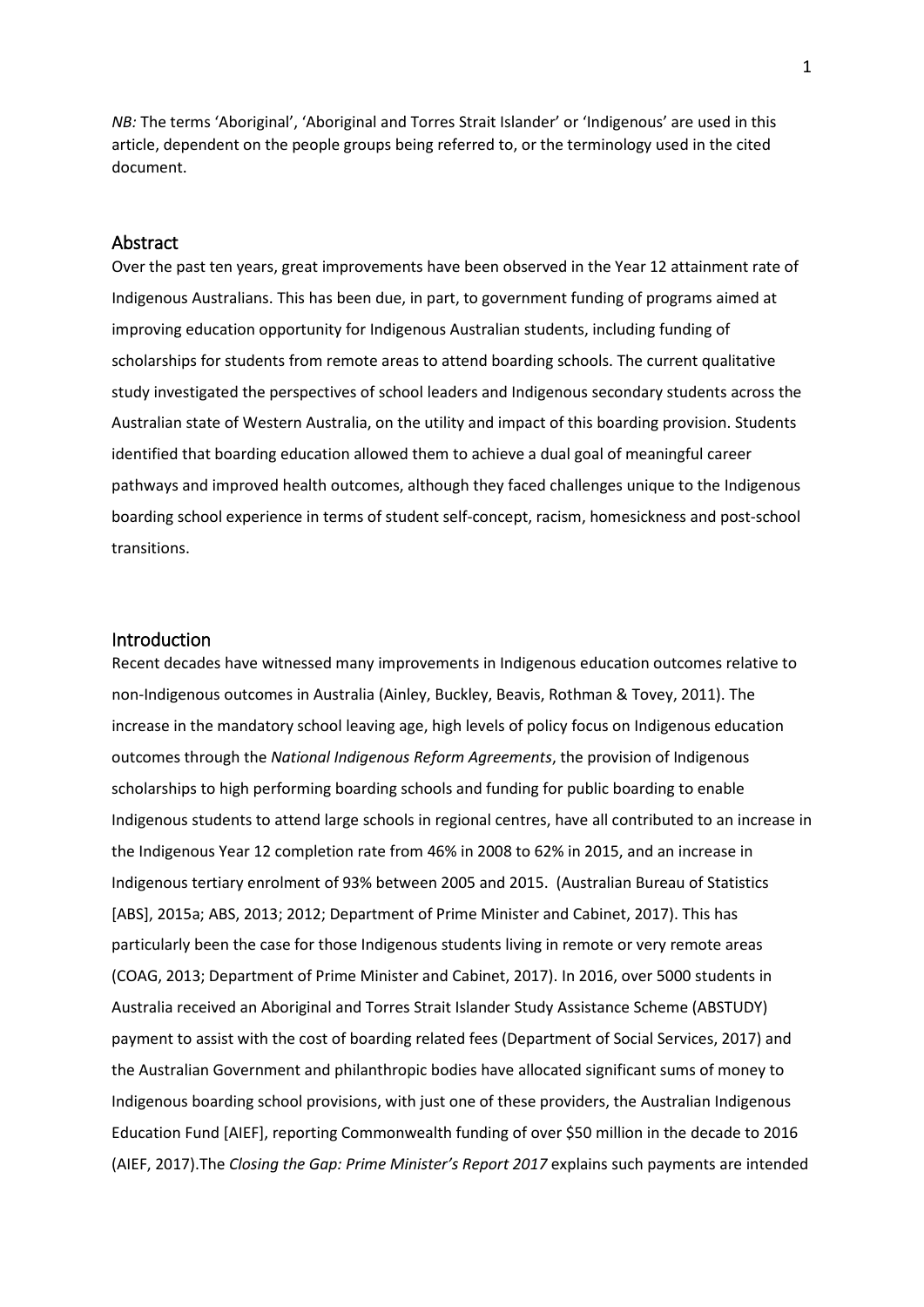*NB:* The terms 'Aboriginal', 'Aboriginal and Torres Strait Islander' or 'Indigenous' are used in this article, dependent on the people groups being referred to, or the terminology used in the cited document.

## Abstract

Over the past ten years, great improvements have been observed in the Year 12 attainment rate of Indigenous Australians. This has been due, in part, to government funding of programs aimed at improving education opportunity for Indigenous Australian students, including funding of scholarships for students from remote areas to attend boarding schools. The current qualitative study investigated the perspectives of school leaders and Indigenous secondary students across the Australian state of Western Australia, on the utility and impact of this boarding provision. Students identified that boarding education allowed them to achieve a dual goal of meaningful career pathways and improved health outcomes, although they faced challenges unique to the Indigenous boarding school experience in terms of student self-concept, racism, homesickness and post-school transitions.

## Introduction

Recent decades have witnessed many improvements in Indigenous education outcomes relative to non-Indigenous outcomes in Australia (Ainley, Buckley, Beavis, Rothman & Tovey, 2011). The increase in the mandatory school leaving age, high levels of policy focus on Indigenous education outcomes through the *National Indigenous Reform Agreements*, the provision of Indigenous scholarships to high performing boarding schools and funding for public boarding to enable Indigenous students to attend large schools in regional centres, have all contributed to an increase in the Indigenous Year 12 completion rate from 46% in 2008 to 62% in 2015, and an increase in Indigenous tertiary enrolment of 93% between 2005 and 2015. (Australian Bureau of Statistics [ABS], 2015a; ABS, 2013; 2012; Department of Prime Minister and Cabinet, 2017). This has particularly been the case for those Indigenous students living in remote or very remote areas (COAG, 2013; Department of Prime Minister and Cabinet, 2017). In 2016, over 5000 students in Australia received an Aboriginal and Torres Strait Islander Study Assistance Scheme (ABSTUDY) payment to assist with the cost of boarding related fees (Department of Social Services, 2017) and the Australian Government and philanthropic bodies have allocated significant sums of money to Indigenous boarding school provisions, with just one of these providers, the Australian Indigenous Education Fund [AIEF], reporting Commonwealth funding of over $50 million in the decade to 2016 (AIEF, 2017).The *Closing the Gap: Prime Minister's Report 2017* explains such payments are intended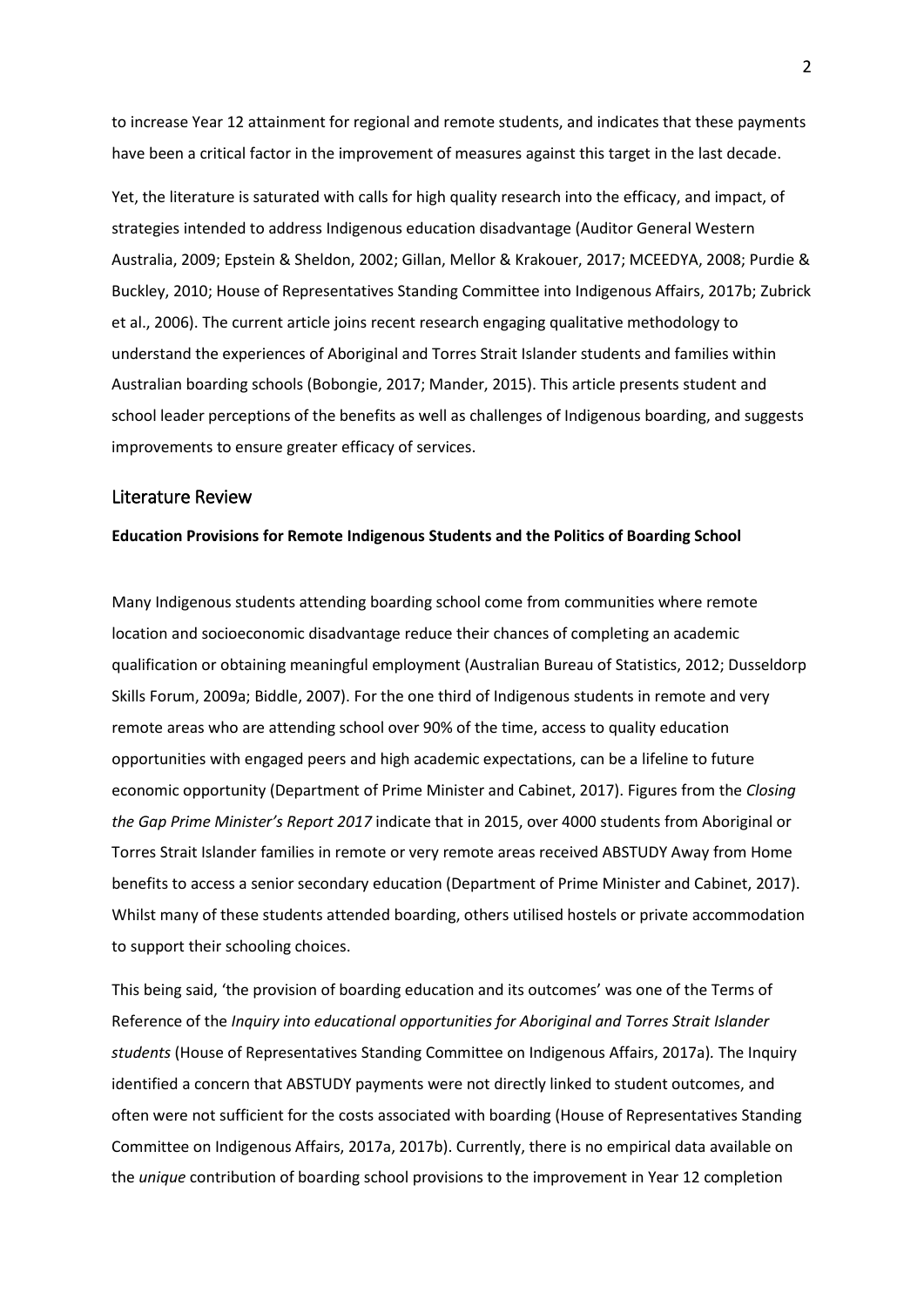to increase Year 12 attainment for regional and remote students, and indicates that these payments have been a critical factor in the improvement of measures against this target in the last decade.

Yet, the literature is saturated with calls for high quality research into the efficacy, and impact, of strategies intended to address Indigenous education disadvantage (Auditor General Western Australia, 2009; Epstein & Sheldon, 2002; Gillan, Mellor & Krakouer, 2017; MCEEDYA, 2008; Purdie & Buckley, 2010; House of Representatives Standing Committee into Indigenous Affairs, 2017b; Zubrick et al., 2006). The current article joins recent research engaging qualitative methodology to understand the experiences of Aboriginal and Torres Strait Islander students and families within Australian boarding schools (Bobongie, 2017; Mander, 2015). This article presents student and school leader perceptions of the benefits as well as challenges of Indigenous boarding, and suggests improvements to ensure greater efficacy of services.

## Literature Review

**Education Provisions for Remote Indigenous Students and the Politics of Boarding School**

Many Indigenous students attending boarding school come from communities where remote location and socioeconomic disadvantage reduce their chances of completing an academic qualification or obtaining meaningful employment (Australian Bureau of Statistics, 2012; Dusseldorp Skills Forum, 2009a; Biddle, 2007). For the one third of Indigenous students in remote and very remote areas who are attending school over 90% of the time, access to quality education opportunities with engaged peers and high academic expectations, can be a lifeline to future economic opportunity (Department of Prime Minister and Cabinet, 2017). Figures from the *Closing the Gap Prime Minister's Report 2017* indicate that in 2015, over 4000 students from Aboriginal or Torres Strait Islander families in remote or very remote areas received ABSTUDY Away from Home benefits to access a senior secondary education (Department of Prime Minister and Cabinet, 2017). Whilst many of these students attended boarding, others utilised hostels or private accommodation to support their schooling choices.

This being said, 'the provision of boarding education and its outcomes' was one of the Terms of Reference of the *Inquiry into educational opportunities for Aboriginal and Torres Strait Islander students* (House of Representatives Standing Committee on Indigenous Affairs, 2017a). The Inquiry identified a concern that ABSTUDY payments were not directly linked to student outcomes, and often were not sufficient for the costs associated with boarding (House of Representatives Standing Committee on Indigenous Affairs, 2017a, 2017b). Currently, there is no empirical data available on the *unique* contribution of boarding school provisions to the improvement in Year 12 completion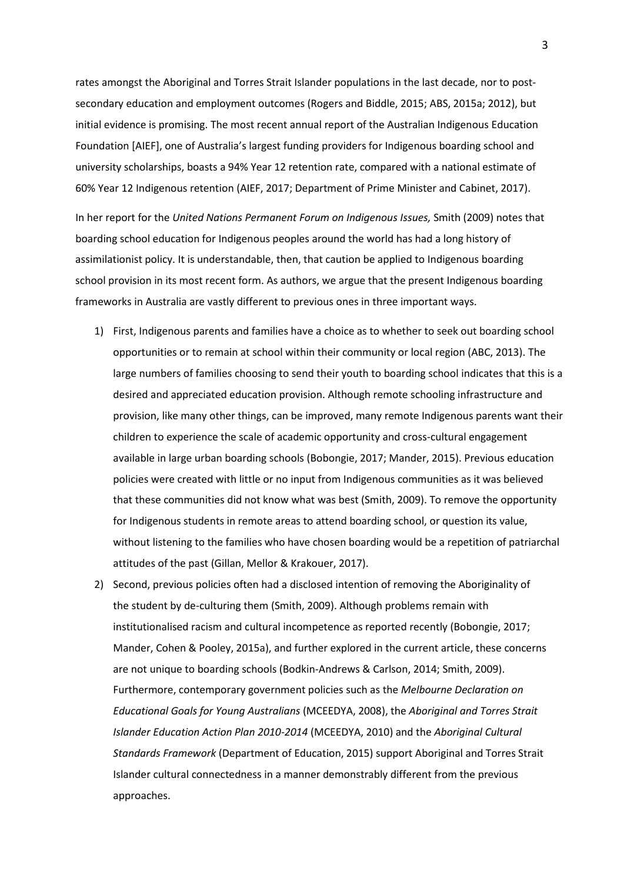rates amongst the Aboriginal and Torres Strait Islander populations in the last decade, nor to post-secondary education and employment outcomes (Rogers and Biddle, 2015; ABS, 2015a; 2012), but initial evidence is promising. The most recent annual report of the Australian Indigenous Education Foundation [AIEF], one of Australia's largest funding providers for Indigenous boarding school and university scholarships, boasts a 94% Year 12 retention rate, compared with a national estimate of 60% Year 12 Indigenous retention (AIEF, 2017; Department of Prime Minister and Cabinet, 2017).

In her report for the *United Nations Permanent Forum on Indigenous Issues,* Smith (2009) notes that boarding school education for Indigenous peoples around the world has had a long history of assimilationist policy. It is understandable, then, that caution be applied to Indigenous boarding school provision in its most recent form. As authors, we argue that the present Indigenous boarding frameworks in Australia are vastly different to previous ones in three important ways.

1) First, Indigenous parents and families have a choice as to whether to seek out boarding school opportunities or to remain at school within their community or local region (ABC, 2013). The large numbers of families choosing to send their youth to boarding school indicates that this is a desired and appreciated education provision. Although remote schooling infrastructure and provision, like many other things, can be improved, many remote Indigenous parents want their children to experience the scale of academic opportunity and cross-cultural engagement available in large urban boarding schools (Bobongie, 2017; Mander, 2015). Previous education policies were created with little or no input from Indigenous communities as it was believed that these communities did not know what was best (Smith, 2009). To remove the opportunity for Indigenous students in remote areas to attend boarding school, or question its value, without listening to the families who have chosen boarding would be a repetition of patriarchal attitudes of the past (Gillan, Mellor & Krakouer, 2017).
2) Second, previous policies often had a disclosed intention of removing the Aboriginality of the student by de-culturing them (Smith, 2009). Although problems remain with institutionalised racism and cultural incompetence as reported recently (Bobongie, 2017; Mander, Cohen & Pooley, 2015a), and further explored in the current article, these concerns are not unique to boarding schools (Bodkin-Andrews & Carlson, 2014; Smith, 2009). Furthermore, contemporary government policies such as the *Melbourne Declaration on Educational Goals for Young Australians* (MCEEDYA, 2008), the *Aboriginal and Torres Strait Islander Education Action Plan 2010-2014* (MCEEDYA, 2010) and the *Aboriginal Cultural Standards Framework* (Department of Education, 2015) support Aboriginal and Torres Strait Islander cultural connectedness in a manner demonstrably different from the previous approaches.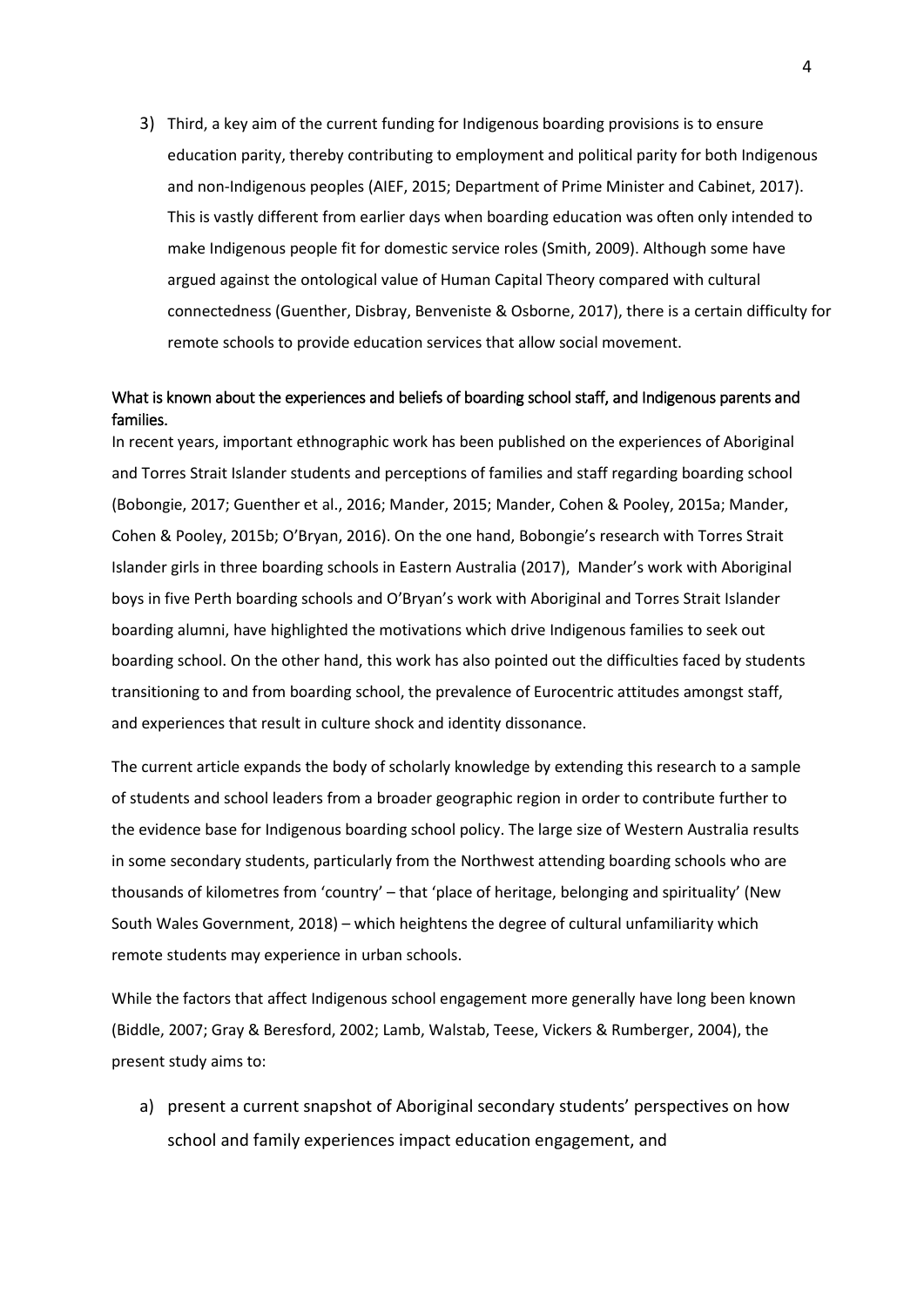3) Third, a key aim of the current funding for Indigenous boarding provisions is to ensure education parity, thereby contributing to employment and political parity for both Indigenous and non-Indigenous peoples (AIEF, 2015; Department of Prime Minister and Cabinet, 2017). This is vastly different from earlier days when boarding education was often only intended to make Indigenous people fit for domestic service roles (Smith, 2009). Although some have argued against the ontological value of Human Capital Theory compared with cultural connectedness (Guenther, Disbray, Benveniste & Osborne, 2017), there is a certain difficulty for remote schools to provide education services that allow social movement.

## What is known about the experiences and beliefs of boarding school staff, and Indigenous parents and families.

In recent years, important ethnographic work has been published on the experiences of Aboriginal and Torres Strait Islander students and perceptions of families and staff regarding boarding school (Bobongie, 2017; Guenther et al., 2016; Mander, 2015; Mander, Cohen & Pooley, 2015a; Mander, Cohen & Pooley, 2015b; O'Bryan, 2016). On the one hand, Bobongie's research with Torres Strait Islander girls in three boarding schools in Eastern Australia (2017), Mander's work with Aboriginal boys in five Perth boarding schools and O'Bryan's work with Aboriginal and Torres Strait Islander boarding alumni, have highlighted the motivations which drive Indigenous families to seek out boarding school. On the other hand, this work has also pointed out the difficulties faced by students transitioning to and from boarding school, the prevalence of Eurocentric attitudes amongst staff, and experiences that result in culture shock and identity dissonance.

The current article expands the body of scholarly knowledge by extending this research to a sample of students and school leaders from a broader geographic region in order to contribute further to the evidence base for Indigenous boarding school policy. The large size of Western Australia results in some secondary students, particularly from the Northwest attending boarding schools who are thousands of kilometres from 'country' – that 'place of heritage, belonging and spirituality' (New South Wales Government, 2018) – which heightens the degree of cultural unfamiliarity which remote students may experience in urban schools.

While the factors that affect Indigenous school engagement more generally have long been known (Biddle, 2007; Gray & Beresford, 2002; Lamb, Walstab, Teese, Vickers & Rumberger, 2004), the present study aims to:

a) present a current snapshot of Aboriginal secondary students' perspectives on how school and family experiences impact education engagement, and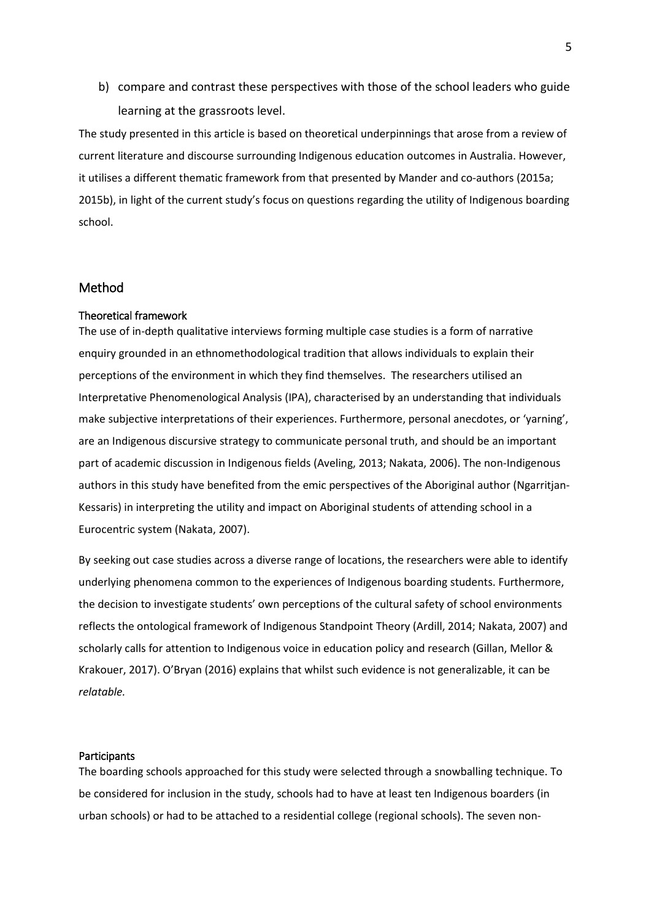b) compare and contrast these perspectives with those of the school leaders who guide learning at the grassroots level.

The study presented in this article is based on theoretical underpinnings that arose from a review of current literature and discourse surrounding Indigenous education outcomes in Australia. However, it utilises a different thematic framework from that presented by Mander and co-authors (2015a; 2015b), in light of the current study's focus on questions regarding the utility of Indigenous boarding school.

## Method

### Theoretical framework

The use of in-depth qualitative interviews forming multiple case studies is a form of narrative enquiry grounded in an ethnomethodological tradition that allows individuals to explain their perceptions of the environment in which they find themselves. The researchers utilised an Interpretative Phenomenological Analysis (IPA), characterised by an understanding that individuals make subjective interpretations of their experiences. Furthermore, personal anecdotes, or 'yarning', are an Indigenous discursive strategy to communicate personal truth, and should be an important part of academic discussion in Indigenous fields (Aveling, 2013; Nakata, 2006). The non-Indigenous authors in this study have benefited from the emic perspectives of the Aboriginal author (Ngarritjan-Kessaris) in interpreting the utility and impact on Aboriginal students of attending school in a Eurocentric system (Nakata, 2007).

By seeking out case studies across a diverse range of locations, the researchers were able to identify underlying phenomena common to the experiences of Indigenous boarding students. Furthermore, the decision to investigate students' own perceptions of the cultural safety of school environments reflects the ontological framework of Indigenous Standpoint Theory (Ardill, 2014; Nakata, 2007) and scholarly calls for attention to Indigenous voice in education policy and research (Gillan, Mellor & Krakouer, 2017). O'Bryan (2016) explains that whilst such evidence is not generalizable, it can be *relatable.*

### Participants

The boarding schools approached for this study were selected through a snowballing technique. To be considered for inclusion in the study, schools had to have at least ten Indigenous boarders (in urban schools) or had to be attached to a residential college (regional schools). The seven non-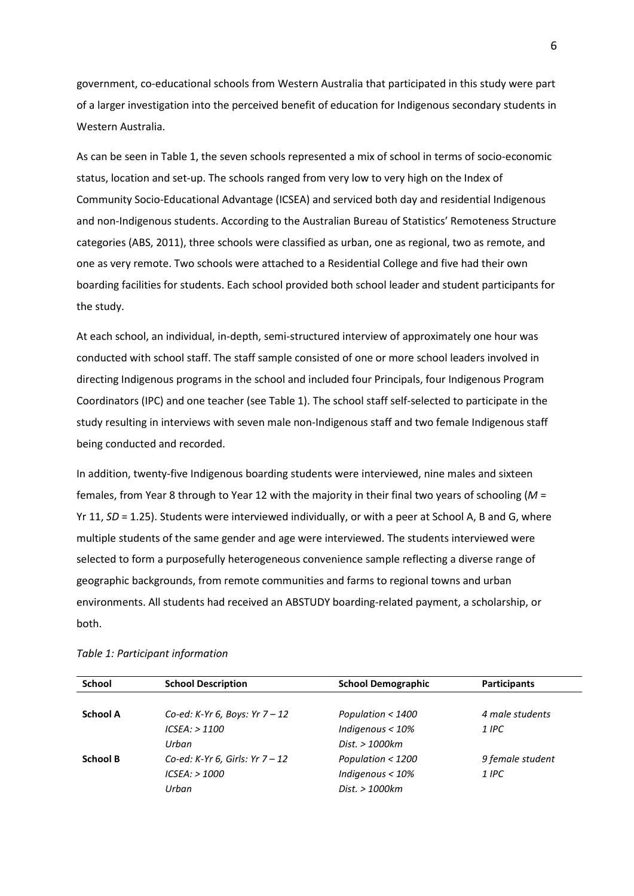government, co-educational schools from Western Australia that participated in this study were part of a larger investigation into the perceived benefit of education for Indigenous secondary students in Western Australia.

As can be seen in Table 1, the seven schools represented a mix of school in terms of socio-economic status, location and set-up. The schools ranged from very low to very high on the Index of Community Socio-Educational Advantage (ICSEA) and serviced both day and residential Indigenous and non-Indigenous students. According to the Australian Bureau of Statistics' Remoteness Structure categories (ABS, 2011), three schools were classified as urban, one as regional, two as remote, and one as very remote. Two schools were attached to a Residential College and five had their own boarding facilities for students. Each school provided both school leader and student participants for the study.

At each school, an individual, in-depth, semi-structured interview of approximately one hour was conducted with school staff. The staff sample consisted of one or more school leaders involved in directing Indigenous programs in the school and included four Principals, four Indigenous Program Coordinators (IPC) and one teacher (see Table 1). The school staff self-selected to participate in the study resulting in interviews with seven male non-Indigenous staff and two female Indigenous staff being conducted and recorded.

In addition, twenty-five Indigenous boarding students were interviewed, nine males and sixteen females, from Year 8 through to Year 12 with the majority in their final two years of schooling ($M$ = Yr 11, $SD$ = 1.25). Students were interviewed individually, or with a peer at School A, B and G, where multiple students of the same gender and age were interviewed. The students interviewed were selected to form a purposefully heterogeneous convenience sample reflecting a diverse range of geographic backgrounds, from remote communities and farms to regional towns and urban environments. All students had received an ABSTUDY boarding-related payment, a scholarship, or both.

*Table 1: Participant information*

| School | School Description | School Demographic | Participants |
|---|---|---|---|
| **School A** | *Co-ed: K-Yr 6, Boys: Yr 7 – 12*<br>*ICSEA: > 1100*<br>*Urban* | *Population < 1400*<br>*Indigenous < 10%*<br>*Dist. > 1000km* | *4 male students*<br>*1 IPC* |
| **School B** | *Co-ed: K-Yr 6, Girls: Yr 7 – 12*<br>*ICSEA: > 1000*<br>*Urban* | *Population < 1200*<br>*Indigenous < 10%*<br>*Dist. > 1000km* | *9 female student*<br>*1 IPC* |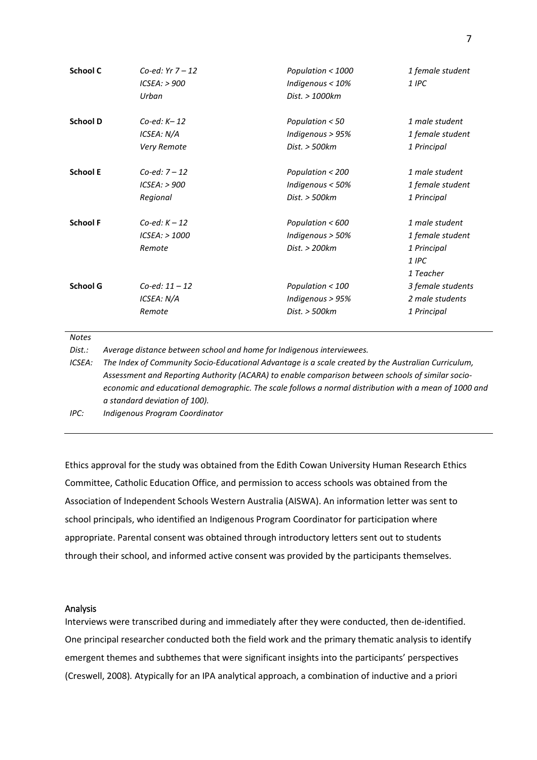| | | | |
|---|---|---|---|
| **School C** | *Co-ed: Yr 7 – 12*<br>*ICSEA: > 900*<br>*Urban* | *Population < 1000*<br>*Indigenous < 10%*<br>*Dist. > 1000km* | *1 female student*<br>*1 IPC* |
| **School D** | *Co-ed: K– 12*<br>*ICSEA: N/A*<br>*Very Remote* | *Population < 50*<br>*Indigenous > 95%*<br>*Dist. > 500km* | *1 male student*<br>*1 female student*<br>*1 Principal* |
| **School E** | *Co-ed: 7 – 12*<br>*ICSEA: > 900*<br>*Regional* | *Population < 200*<br>*Indigenous < 50%*<br>*Dist. > 500km* | *1 male student*<br>*1 female student*<br>*1 Principal* |
| **School F** | *Co-ed: K – 12*<br>*ICSEA: > 1000*<br>*Remote* | *Population < 600*<br>*Indigenous > 50%*<br>*Dist. > 200km* | *1 male student*<br>*1 female student*<br>*1 Principal*<br>*1 IPC*<br>*1 Teacher* |
| **School G** | *Co-ed: 11 – 12*<br>*ICSEA: N/A*<br>*Remote* | *Population < 100*<br>*Indigenous > 95%*<br>*Dist. > 500km* | *3 female students*<br>*2 male students*<br>*1 Principal* |

*Notes*

*Dist.:* *Average distance between school and home for Indigenous interviewees.*

*ICSEA:* *The Index of Community Socio-Educational Advantage is a scale created by the Australian Curriculum, Assessment and Reporting Authority (ACARA) to enable comparison between schools of similar socio-economic and educational demographic. The scale follows a normal distribution with a mean of 1000 and a standard deviation of 100).*

*IPC:* *Indigenous Program Coordinator*

Ethics approval for the study was obtained from the Edith Cowan University Human Research Ethics Committee, Catholic Education Office, and permission to access schools was obtained from the Association of Independent Schools Western Australia (AISWA). An information letter was sent to school principals, who identified an Indigenous Program Coordinator for participation where appropriate. Parental consent was obtained through introductory letters sent out to students through their school, and informed active consent was provided by the participants themselves.

## Analysis

Interviews were transcribed during and immediately after they were conducted, then de-identified. One principal researcher conducted both the field work and the primary thematic analysis to identify emergent themes and subthemes that were significant insights into the participants' perspectives (Creswell, 2008). Atypically for an IPA analytical approach, a combination of inductive and a priori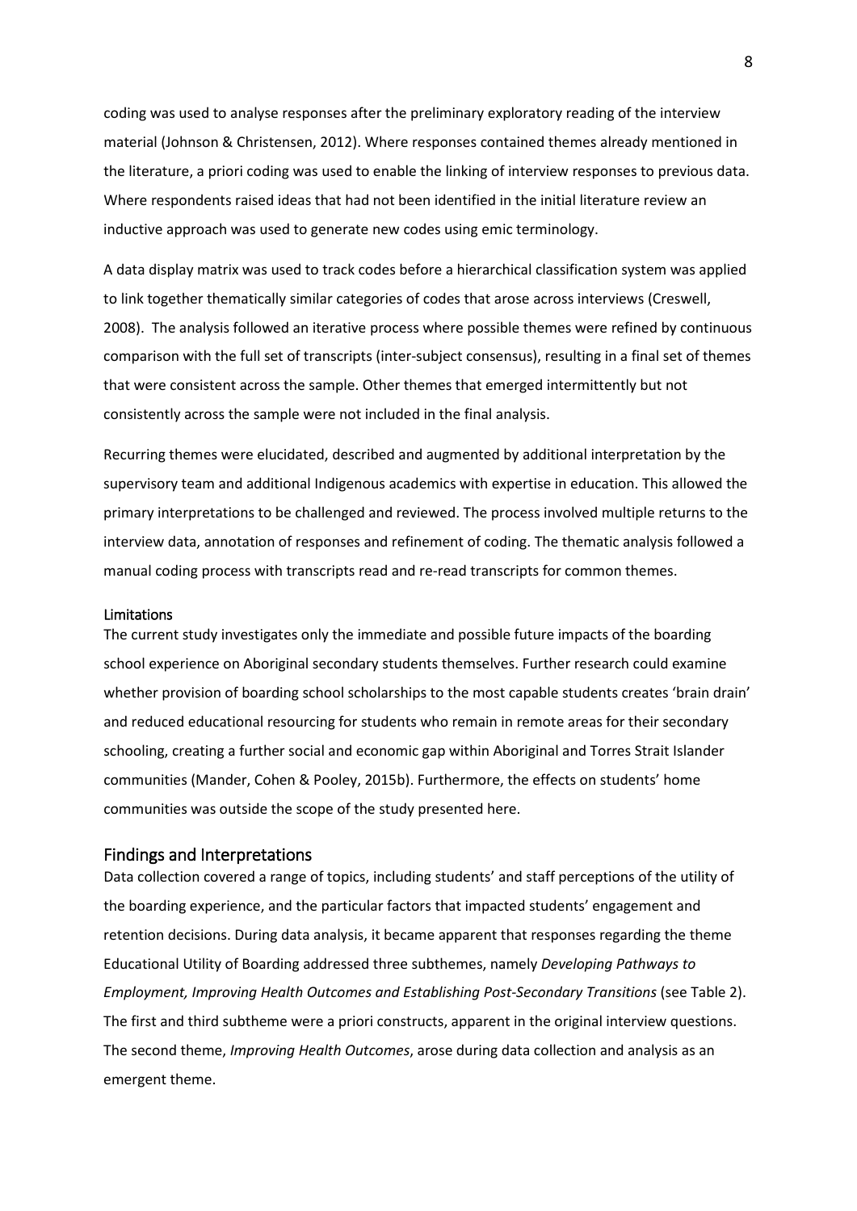coding was used to analyse responses after the preliminary exploratory reading of the interview material (Johnson & Christensen, 2012). Where responses contained themes already mentioned in the literature, a priori coding was used to enable the linking of interview responses to previous data. Where respondents raised ideas that had not been identified in the initial literature review an inductive approach was used to generate new codes using emic terminology.

A data display matrix was used to track codes before a hierarchical classification system was applied to link together thematically similar categories of codes that arose across interviews (Creswell, 2008). The analysis followed an iterative process where possible themes were refined by continuous comparison with the full set of transcripts (inter-subject consensus), resulting in a final set of themes that were consistent across the sample. Other themes that emerged intermittently but not consistently across the sample were not included in the final analysis.

Recurring themes were elucidated, described and augmented by additional interpretation by the supervisory team and additional Indigenous academics with expertise in education. This allowed the primary interpretations to be challenged and reviewed. The process involved multiple returns to the interview data, annotation of responses and refinement of coding. The thematic analysis followed a manual coding process with transcripts read and re-read transcripts for common themes.

### Limitations

The current study investigates only the immediate and possible future impacts of the boarding school experience on Aboriginal secondary students themselves. Further research could examine whether provision of boarding school scholarships to the most capable students creates 'brain drain' and reduced educational resourcing for students who remain in remote areas for their secondary schooling, creating a further social and economic gap within Aboriginal and Torres Strait Islander communities (Mander, Cohen & Pooley, 2015b). Furthermore, the effects on students' home communities was outside the scope of the study presented here.

## Findings and Interpretations

Data collection covered a range of topics, including students' and staff perceptions of the utility of the boarding experience, and the particular factors that impacted students' engagement and retention decisions. During data analysis, it became apparent that responses regarding the theme Educational Utility of Boarding addressed three subthemes, namely *Developing Pathways to Employment, Improving Health Outcomes and Establishing Post-Secondary Transitions* (see Table 2). The first and third subtheme were a priori constructs, apparent in the original interview questions. The second theme, *Improving Health Outcomes*, arose during data collection and analysis as an emergent theme.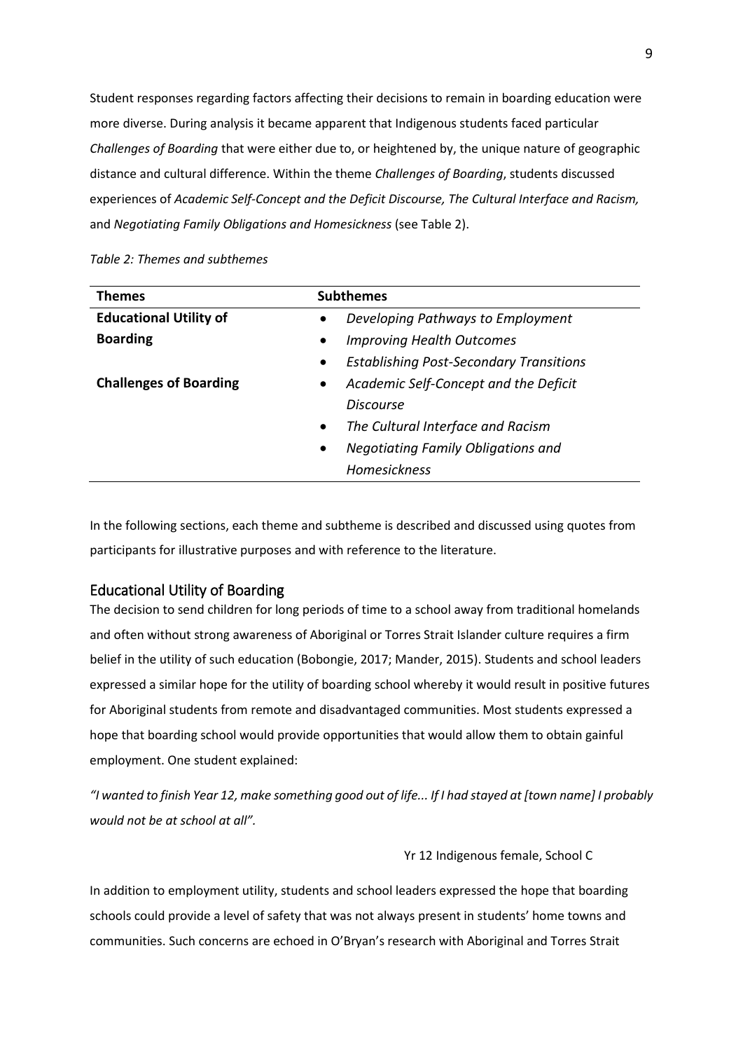Student responses regarding factors affecting their decisions to remain in boarding education were more diverse. During analysis it became apparent that Indigenous students faced particular *Challenges of Boarding* that were either due to, or heightened by, the unique nature of geographic distance and cultural difference. Within the theme *Challenges of Boarding*, students discussed experiences of *Academic Self-Concept and the Deficit Discourse, The Cultural Interface and Racism,* and *Negotiating Family Obligations and Homesickness* (see Table 2).

*Table 2: Themes and subthemes*

| Themes | Subthemes |
|---|---|
| **Educational Utility of Boarding** | • *Developing Pathways to Employment*<br>• *Improving Health Outcomes*<br>• *Establishing Post-Secondary Transitions* |
| **Challenges of Boarding** | • *Academic Self-Concept and the Deficit Discourse*<br>• *The Cultural Interface and Racism*<br>• *Negotiating Family Obligations and Homesickness* |

In the following sections, each theme and subtheme is described and discussed using quotes from participants for illustrative purposes and with reference to the literature.

## Educational Utility of Boarding

The decision to send children for long periods of time to a school away from traditional homelands and often without strong awareness of Aboriginal or Torres Strait Islander culture requires a firm belief in the utility of such education (Bobongie, 2017; Mander, 2015). Students and school leaders expressed a similar hope for the utility of boarding school whereby it would result in positive futures for Aboriginal students from remote and disadvantaged communities. Most students expressed a hope that boarding school would provide opportunities that would allow them to obtain gainful employment. One student explained:

*"I wanted to finish Year 12, make something good out of life... If I had stayed at [town name] I probably would not be at school at all".*

Yr 12 Indigenous female, School C

In addition to employment utility, students and school leaders expressed the hope that boarding schools could provide a level of safety that was not always present in students' home towns and communities. Such concerns are echoed in O'Bryan's research with Aboriginal and Torres Strait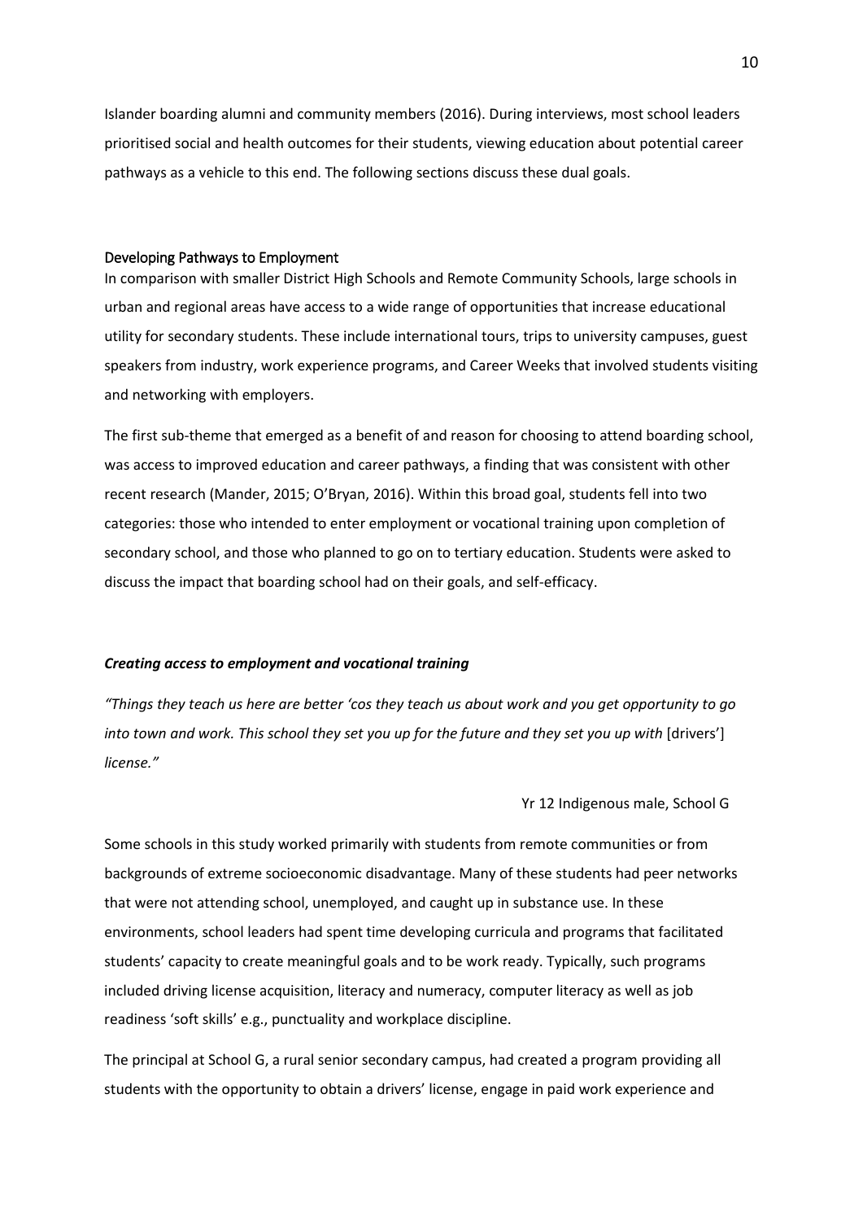Islander boarding alumni and community members (2016). During interviews, most school leaders prioritised social and health outcomes for their students, viewing education about potential career pathways as a vehicle to this end. The following sections discuss these dual goals.

## Developing Pathways to Employment

In comparison with smaller District High Schools and Remote Community Schools, large schools in urban and regional areas have access to a wide range of opportunities that increase educational utility for secondary students. These include international tours, trips to university campuses, guest speakers from industry, work experience programs, and Career Weeks that involved students visiting and networking with employers.

The first sub-theme that emerged as a benefit of and reason for choosing to attend boarding school, was access to improved education and career pathways, a finding that was consistent with other recent research (Mander, 2015; O'Bryan, 2016). Within this broad goal, students fell into two categories: those who intended to enter employment or vocational training upon completion of secondary school, and those who planned to go on to tertiary education. Students were asked to discuss the impact that boarding school had on their goals, and self-efficacy.

### *Creating access to employment and vocational training*

*"Things they teach us here are better 'cos they teach us about work and you get opportunity to go into town and work. This school they set you up for the future and they set you up with* [drivers'] *license."*

Yr 12 Indigenous male, School G

Some schools in this study worked primarily with students from remote communities or from backgrounds of extreme socioeconomic disadvantage. Many of these students had peer networks that were not attending school, unemployed, and caught up in substance use. In these environments, school leaders had spent time developing curricula and programs that facilitated students' capacity to create meaningful goals and to be work ready. Typically, such programs included driving license acquisition, literacy and numeracy, computer literacy as well as job readiness 'soft skills' e.g., punctuality and workplace discipline.

The principal at School G, a rural senior secondary campus, had created a program providing all students with the opportunity to obtain a drivers' license, engage in paid work experience and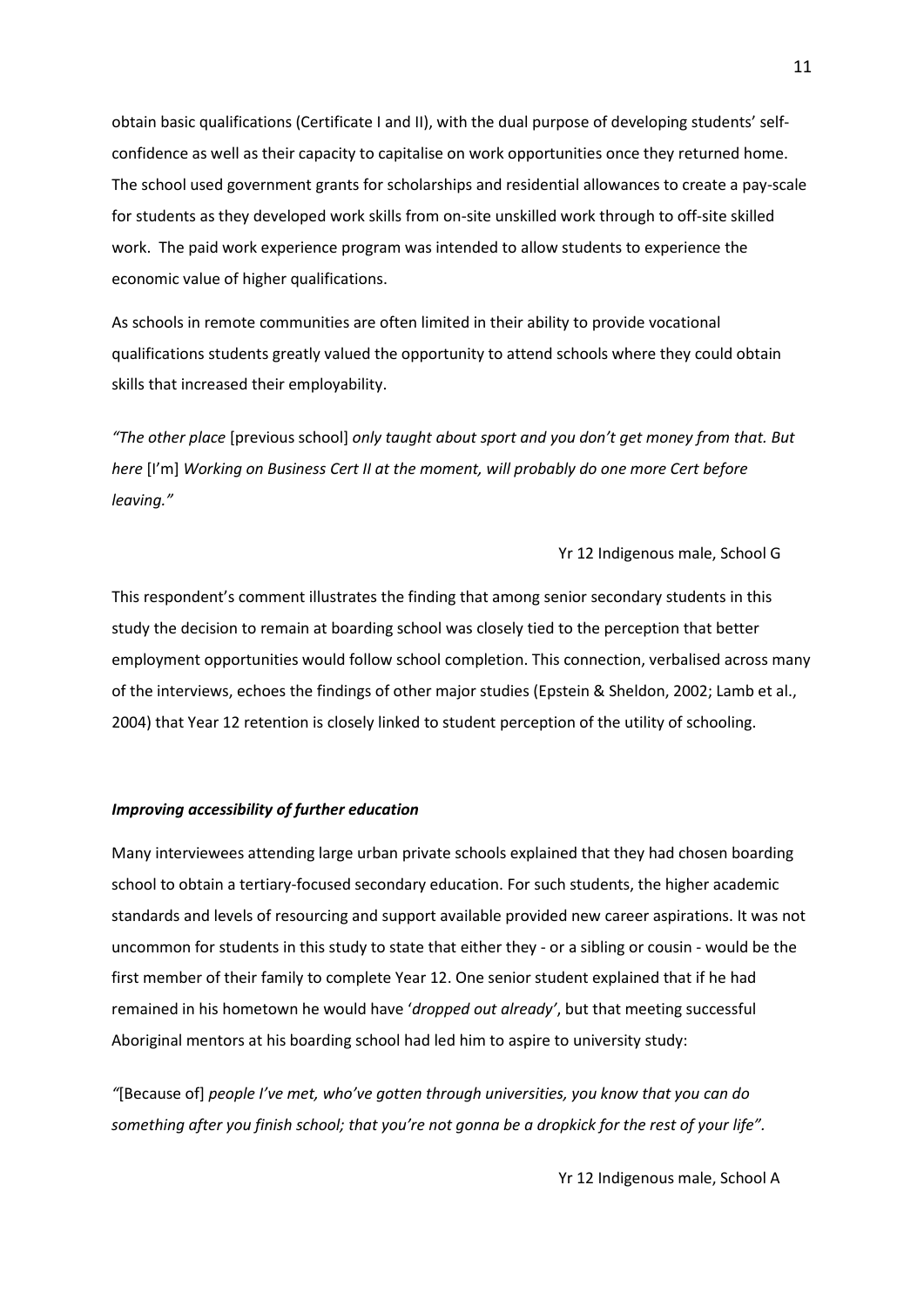obtain basic qualifications (Certificate I and II), with the dual purpose of developing students' self-confidence as well as their capacity to capitalise on work opportunities once they returned home. The school used government grants for scholarships and residential allowances to create a pay-scale for students as they developed work skills from on-site unskilled work through to off-site skilled work. The paid work experience program was intended to allow students to experience the economic value of higher qualifications.

As schools in remote communities are often limited in their ability to provide vocational qualifications students greatly valued the opportunity to attend schools where they could obtain skills that increased their employability.

*"The other place* [previous school] *only taught about sport and you don't get money from that. But here* [I'm] *Working on Business Cert II at the moment, will probably do one more Cert before leaving."*

Yr 12 Indigenous male, School G

This respondent's comment illustrates the finding that among senior secondary students in this study the decision to remain at boarding school was closely tied to the perception that better employment opportunities would follow school completion. This connection, verbalised across many of the interviews, echoes the findings of other major studies (Epstein & Sheldon, 2002; Lamb et al., 2004) that Year 12 retention is closely linked to student perception of the utility of schooling.

### *Improving accessibility of further education*

Many interviewees attending large urban private schools explained that they had chosen boarding school to obtain a tertiary-focused secondary education. For such students, the higher academic standards and levels of resourcing and support available provided new career aspirations. It was not uncommon for students in this study to state that either they - or a sibling or cousin - would be the first member of their family to complete Year 12. One senior student explained that if he had remained in his hometown he would have '*dropped out already*', but that meeting successful Aboriginal mentors at his boarding school had led him to aspire to university study:

*"*[Because of] *people I've met, who've gotten through universities, you know that you can do something after you finish school; that you're not gonna be a dropkick for the rest of your life".*

Yr 12 Indigenous male, School A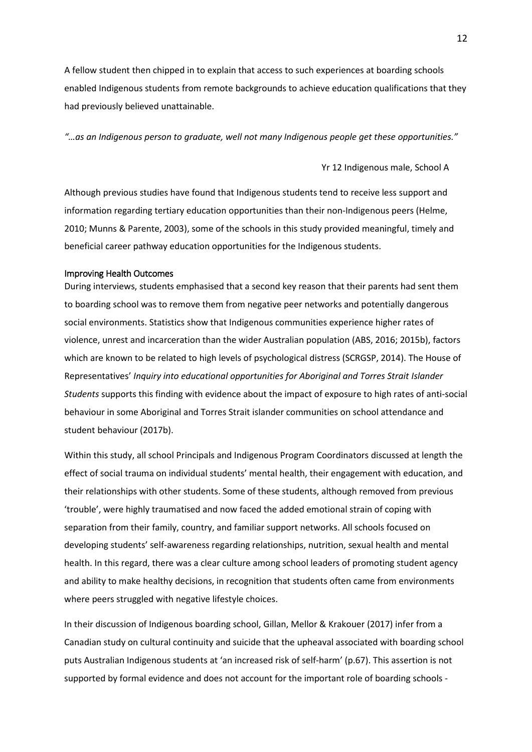A fellow student then chipped in to explain that access to such experiences at boarding schools enabled Indigenous students from remote backgrounds to achieve education qualifications that they had previously believed unattainable.

*"…as an Indigenous person to graduate, well not many Indigenous people get these opportunities."*

Yr 12 Indigenous male, School A

Although previous studies have found that Indigenous students tend to receive less support and information regarding tertiary education opportunities than their non-Indigenous peers (Helme, 2010; Munns & Parente, 2003), some of the schools in this study provided meaningful, timely and beneficial career pathway education opportunities for the Indigenous students.

### Improving Health Outcomes

During interviews, students emphasised that a second key reason that their parents had sent them to boarding school was to remove them from negative peer networks and potentially dangerous social environments. Statistics show that Indigenous communities experience higher rates of violence, unrest and incarceration than the wider Australian population (ABS, 2016; 2015b), factors which are known to be related to high levels of psychological distress (SCRGSP, 2014). The House of Representatives' *Inquiry into educational opportunities for Aboriginal and Torres Strait Islander Students* supports this finding with evidence about the impact of exposure to high rates of anti-social behaviour in some Aboriginal and Torres Strait islander communities on school attendance and student behaviour (2017b).

Within this study, all school Principals and Indigenous Program Coordinators discussed at length the effect of social trauma on individual students' mental health, their engagement with education, and their relationships with other students. Some of these students, although removed from previous 'trouble', were highly traumatised and now faced the added emotional strain of coping with separation from their family, country, and familiar support networks. All schools focused on developing students' self-awareness regarding relationships, nutrition, sexual health and mental health. In this regard, there was a clear culture among school leaders of promoting student agency and ability to make healthy decisions, in recognition that students often came from environments where peers struggled with negative lifestyle choices.

In their discussion of Indigenous boarding school, Gillan, Mellor & Krakouer (2017) infer from a Canadian study on cultural continuity and suicide that the upheaval associated with boarding school puts Australian Indigenous students at 'an increased risk of self-harm' (p.67). This assertion is not supported by formal evidence and does not account for the important role of boarding schools -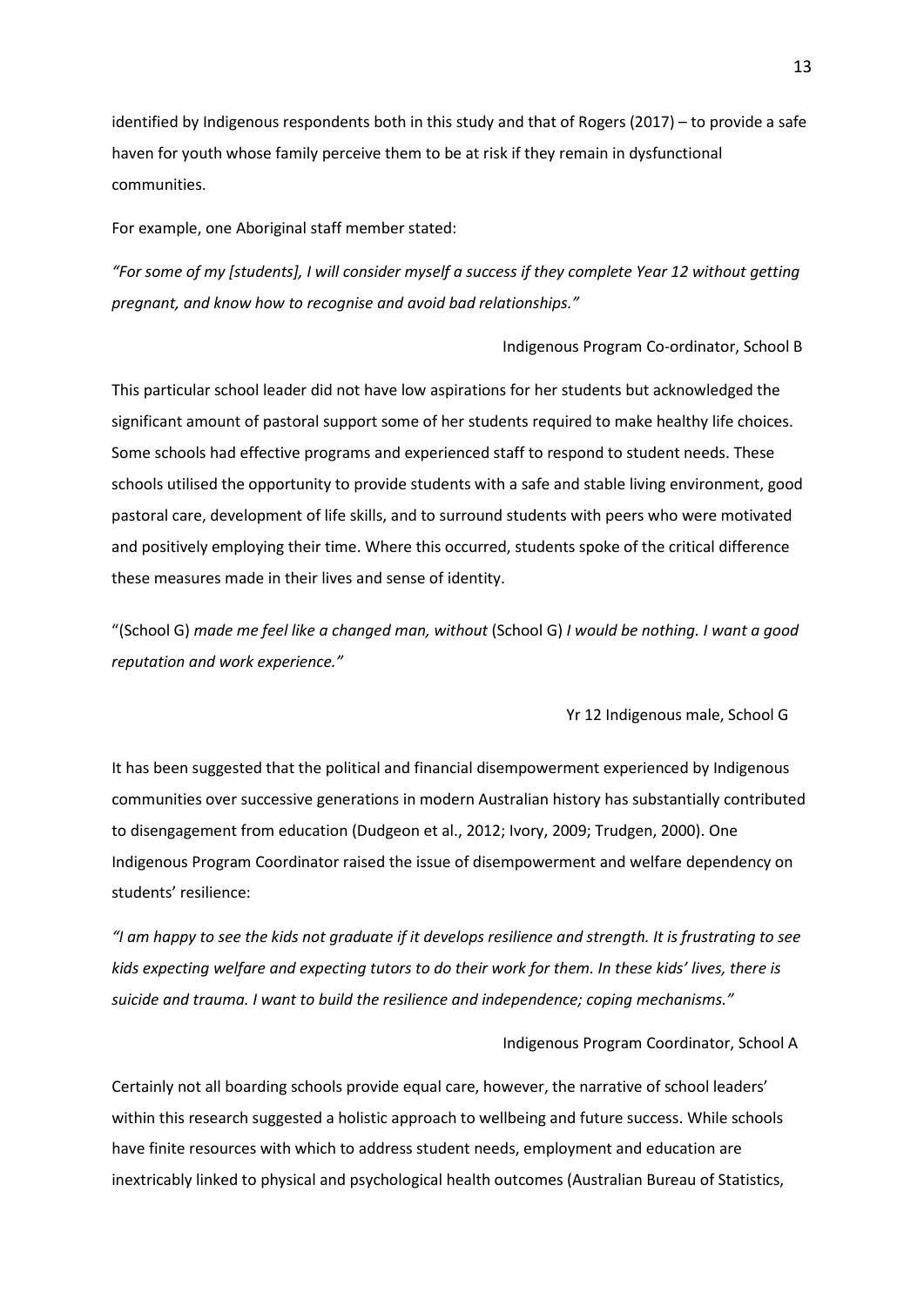identified by Indigenous respondents both in this study and that of Rogers (2017) – to provide a safe haven for youth whose family perceive them to be at risk if they remain in dysfunctional communities.

For example, one Aboriginal staff member stated:

*"For some of my [students], I will consider myself a success if they complete Year 12 without getting pregnant, and know how to recognise and avoid bad relationships."*

Indigenous Program Co-ordinator, School B

This particular school leader did not have low aspirations for her students but acknowledged the significant amount of pastoral support some of her students required to make healthy life choices. Some schools had effective programs and experienced staff to respond to student needs. These schools utilised the opportunity to provide students with a safe and stable living environment, good pastoral care, development of life skills, and to surround students with peers who were motivated and positively employing their time. Where this occurred, students spoke of the critical difference these measures made in their lives and sense of identity.

"(School G) *made me feel like a changed man, without* (School G) *I would be nothing. I want a good reputation and work experience."*

Yr 12 Indigenous male, School G

It has been suggested that the political and financial disempowerment experienced by Indigenous communities over successive generations in modern Australian history has substantially contributed to disengagement from education (Dudgeon et al., 2012; Ivory, 2009; Trudgen, 2000). One Indigenous Program Coordinator raised the issue of disempowerment and welfare dependency on students' resilience:

*"I am happy to see the kids not graduate if it develops resilience and strength. It is frustrating to see kids expecting welfare and expecting tutors to do their work for them. In these kids' lives, there is suicide and trauma. I want to build the resilience and independence; coping mechanisms."*

Indigenous Program Coordinator, School A

Certainly not all boarding schools provide equal care, however, the narrative of school leaders' within this research suggested a holistic approach to wellbeing and future success. While schools have finite resources with which to address student needs, employment and education are inextricably linked to physical and psychological health outcomes (Australian Bureau of Statistics,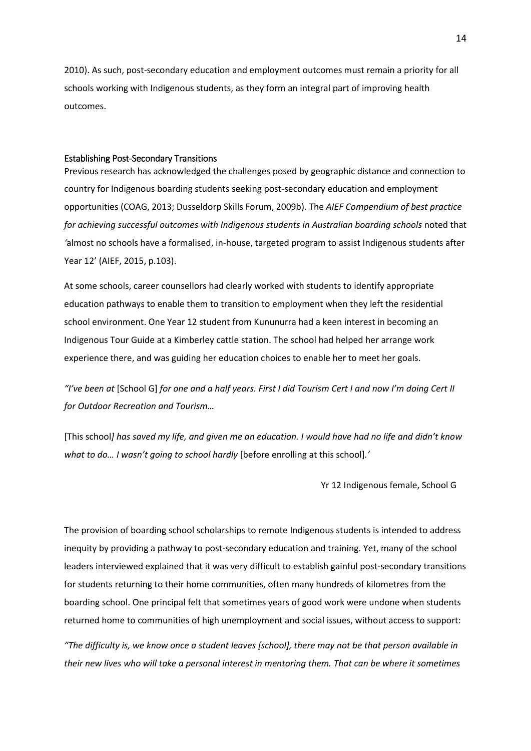2010). As such, post-secondary education and employment outcomes must remain a priority for all schools working with Indigenous students, as they form an integral part of improving health outcomes.

### Establishing Post-Secondary Transitions

Previous research has acknowledged the challenges posed by geographic distance and connection to country for Indigenous boarding students seeking post-secondary education and employment opportunities (COAG, 2013; Dusseldorp Skills Forum, 2009b). The *AIEF Compendium of best practice for achieving successful outcomes with Indigenous students in Australian boarding schools* noted that *'*almost no schools have a formalised, in-house, targeted program to assist Indigenous students after Year 12' (AIEF, 2015, p.103).

At some schools, career counsellors had clearly worked with students to identify appropriate education pathways to enable them to transition to employment when they left the residential school environment. One Year 12 student from Kununurra had a keen interest in becoming an Indigenous Tour Guide at a Kimberley cattle station. The school had helped her arrange work experience there, and was guiding her education choices to enable her to meet her goals.

*"I've been at* [School G] *for one and a half years. First I did Tourism Cert I and now I'm doing Cert II for Outdoor Recreation and Tourism…*

[This school*] has saved my life, and given me an education. I would have had no life and didn't know what to do… I wasn't going to school hardly* [before enrolling at this school].*'*

Yr 12 Indigenous female, School G

The provision of boarding school scholarships to remote Indigenous students is intended to address inequity by providing a pathway to post-secondary education and training. Yet, many of the school leaders interviewed explained that it was very difficult to establish gainful post-secondary transitions for students returning to their home communities, often many hundreds of kilometres from the boarding school. One principal felt that sometimes years of good work were undone when students returned home to communities of high unemployment and social issues, without access to support:

*"The difficulty is, we know once a student leaves [school], there may not be that person available in their new lives who will take a personal interest in mentoring them. That can be where it sometimes*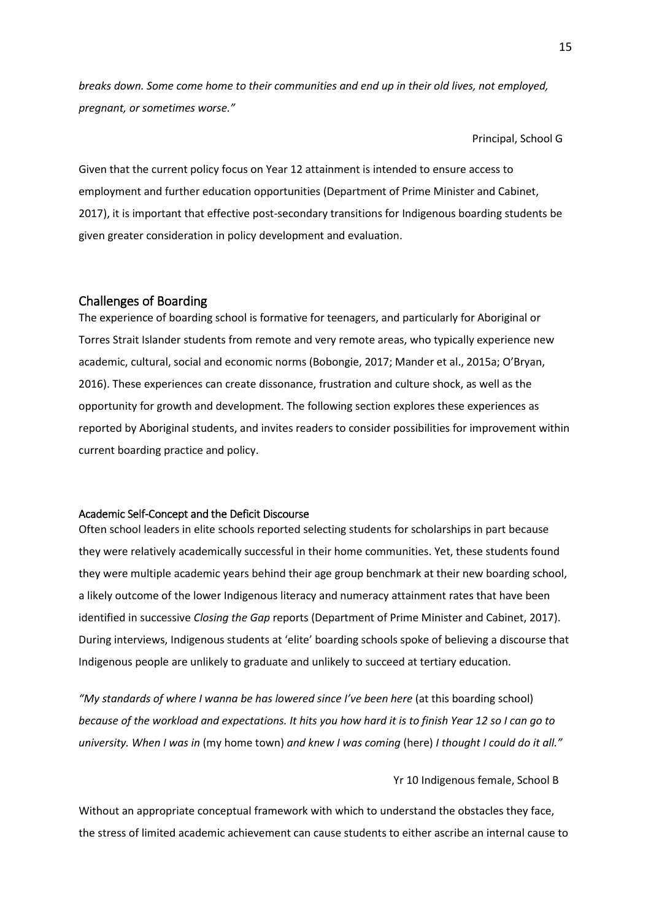*breaks down. Some come home to their communities and end up in their old lives, not employed, pregnant, or sometimes worse."*

Principal, School G

Given that the current policy focus on Year 12 attainment is intended to ensure access to employment and further education opportunities (Department of Prime Minister and Cabinet, 2017), it is important that effective post-secondary transitions for Indigenous boarding students be given greater consideration in policy development and evaluation.

## Challenges of Boarding

The experience of boarding school is formative for teenagers, and particularly for Aboriginal or Torres Strait Islander students from remote and very remote areas, who typically experience new academic, cultural, social and economic norms (Bobongie, 2017; Mander et al., 2015a; O'Bryan, 2016). These experiences can create dissonance, frustration and culture shock, as well as the opportunity for growth and development. The following section explores these experiences as reported by Aboriginal students, and invites readers to consider possibilities for improvement within current boarding practice and policy.

### Academic Self-Concept and the Deficit Discourse

Often school leaders in elite schools reported selecting students for scholarships in part because they were relatively academically successful in their home communities. Yet, these students found they were multiple academic years behind their age group benchmark at their new boarding school, a likely outcome of the lower Indigenous literacy and numeracy attainment rates that have been identified in successive *Closing the Gap* reports (Department of Prime Minister and Cabinet, 2017). During interviews, Indigenous students at 'elite' boarding schools spoke of believing a discourse that Indigenous people are unlikely to graduate and unlikely to succeed at tertiary education.

*"My standards of where I wanna be has lowered since I've been here* (at this boarding school) *because of the workload and expectations. It hits you how hard it is to finish Year 12 so I can go to university. When I was in* (my home town) *and knew I was coming* (here) *I thought I could do it all."*

Yr 10 Indigenous female, School B

Without an appropriate conceptual framework with which to understand the obstacles they face, the stress of limited academic achievement can cause students to either ascribe an internal cause to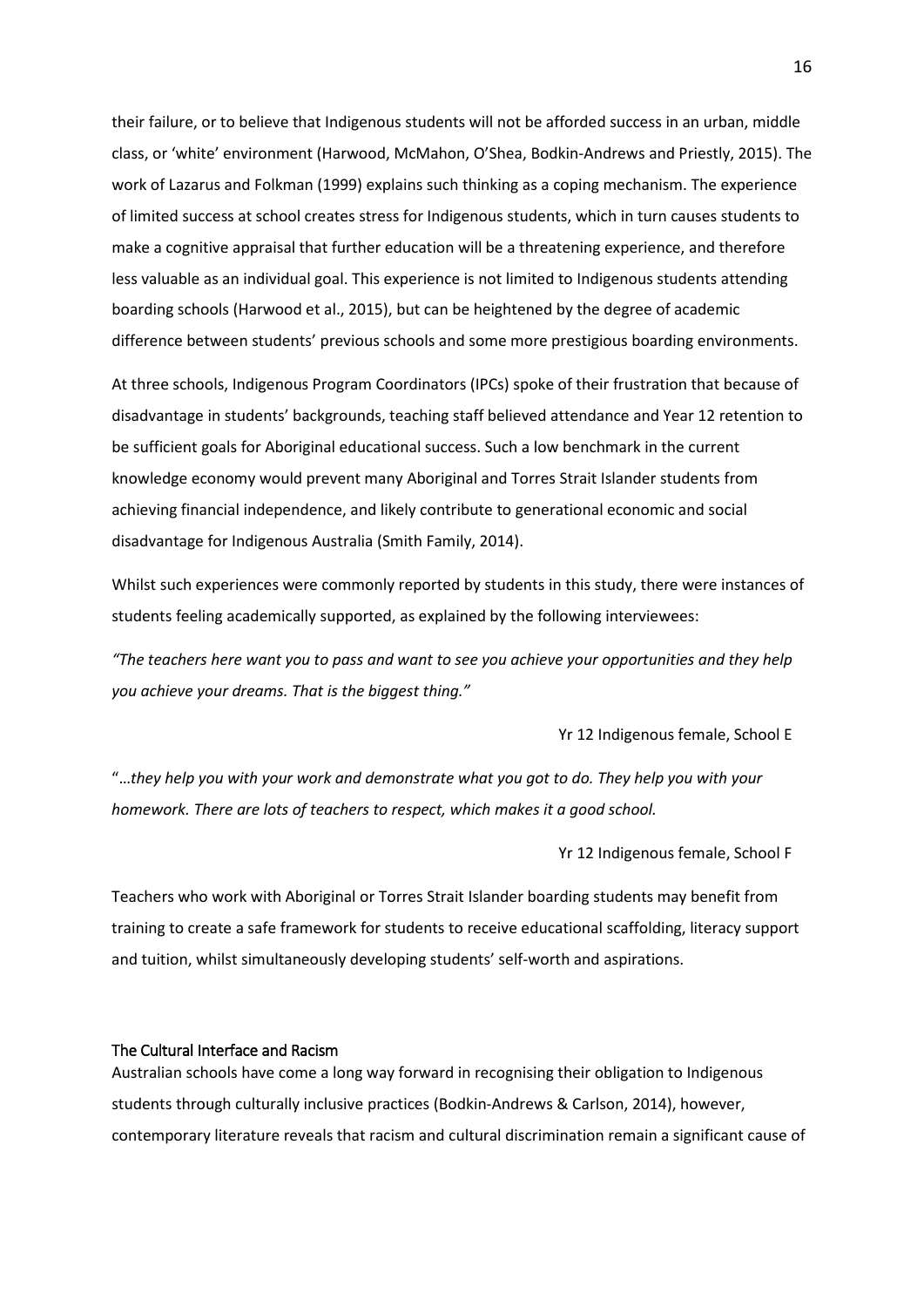their failure, or to believe that Indigenous students will not be afforded success in an urban, middle class, or 'white' environment (Harwood, McMahon, O'Shea, Bodkin-Andrews and Priestly, 2015). The work of Lazarus and Folkman (1999) explains such thinking as a coping mechanism. The experience of limited success at school creates stress for Indigenous students, which in turn causes students to make a cognitive appraisal that further education will be a threatening experience, and therefore less valuable as an individual goal. This experience is not limited to Indigenous students attending boarding schools (Harwood et al., 2015), but can be heightened by the degree of academic difference between students' previous schools and some more prestigious boarding environments.

At three schools, Indigenous Program Coordinators (IPCs) spoke of their frustration that because of disadvantage in students' backgrounds, teaching staff believed attendance and Year 12 retention to be sufficient goals for Aboriginal educational success. Such a low benchmark in the current knowledge economy would prevent many Aboriginal and Torres Strait Islander students from achieving financial independence, and likely contribute to generational economic and social disadvantage for Indigenous Australia (Smith Family, 2014).

Whilst such experiences were commonly reported by students in this study, there were instances of students feeling academically supported, as explained by the following interviewees:

*"The teachers here want you to pass and want to see you achieve your opportunities and they help you achieve your dreams. That is the biggest thing."*

Yr 12 Indigenous female, School E

"*…they help you with your work and demonstrate what you got to do. They help you with your homework. There are lots of teachers to respect, which makes it a good school.*

Yr 12 Indigenous female, School F

Teachers who work with Aboriginal or Torres Strait Islander boarding students may benefit from training to create a safe framework for students to receive educational scaffolding, literacy support and tuition, whilst simultaneously developing students' self-worth and aspirations.

## The Cultural Interface and Racism

Australian schools have come a long way forward in recognising their obligation to Indigenous students through culturally inclusive practices (Bodkin-Andrews & Carlson, 2014), however, contemporary literature reveals that racism and cultural discrimination remain a significant cause of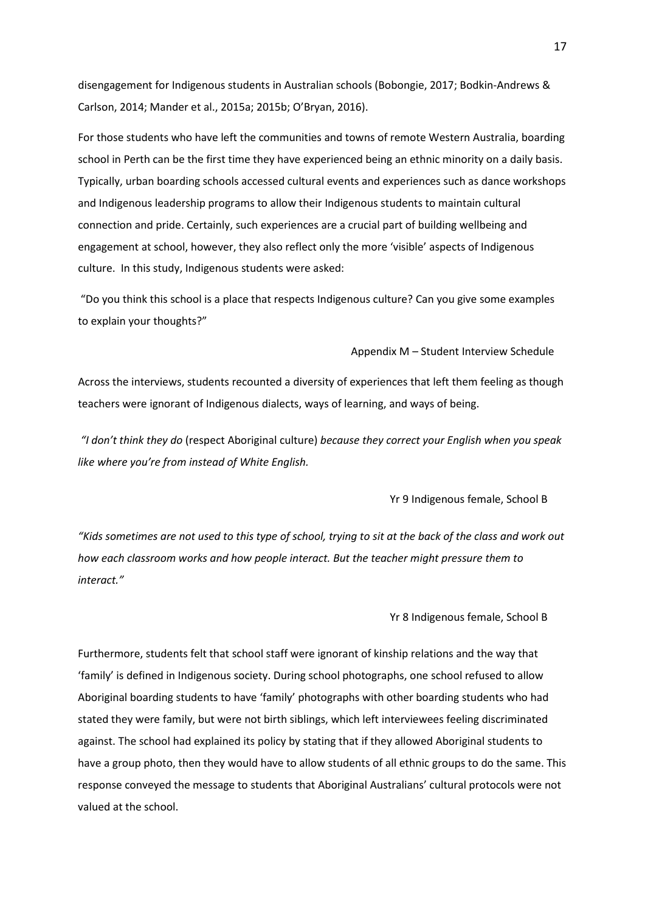disengagement for Indigenous students in Australian schools (Bobongie, 2017; Bodkin-Andrews & Carlson, 2014; Mander et al., 2015a; 2015b; O'Bryan, 2016).

For those students who have left the communities and towns of remote Western Australia, boarding school in Perth can be the first time they have experienced being an ethnic minority on a daily basis. Typically, urban boarding schools accessed cultural events and experiences such as dance workshops and Indigenous leadership programs to allow their Indigenous students to maintain cultural connection and pride. Certainly, such experiences are a crucial part of building wellbeing and engagement at school, however, they also reflect only the more 'visible' aspects of Indigenous culture. In this study, Indigenous students were asked:

"Do you think this school is a place that respects Indigenous culture? Can you give some examples to explain your thoughts?"

Appendix M – Student Interview Schedule

Across the interviews, students recounted a diversity of experiences that left them feeling as though teachers were ignorant of Indigenous dialects, ways of learning, and ways of being.

*"I don't think they do* (respect Aboriginal culture) *because they correct your English when you speak like where you're from instead of White English.*

Yr 9 Indigenous female, School B

*"Kids sometimes are not used to this type of school, trying to sit at the back of the class and work out how each classroom works and how people interact. But the teacher might pressure them to interact."*

Yr 8 Indigenous female, School B

Furthermore, students felt that school staff were ignorant of kinship relations and the way that 'family' is defined in Indigenous society. During school photographs, one school refused to allow Aboriginal boarding students to have 'family' photographs with other boarding students who had stated they were family, but were not birth siblings, which left interviewees feeling discriminated against. The school had explained its policy by stating that if they allowed Aboriginal students to have a group photo, then they would have to allow students of all ethnic groups to do the same. This response conveyed the message to students that Aboriginal Australians' cultural protocols were not valued at the school.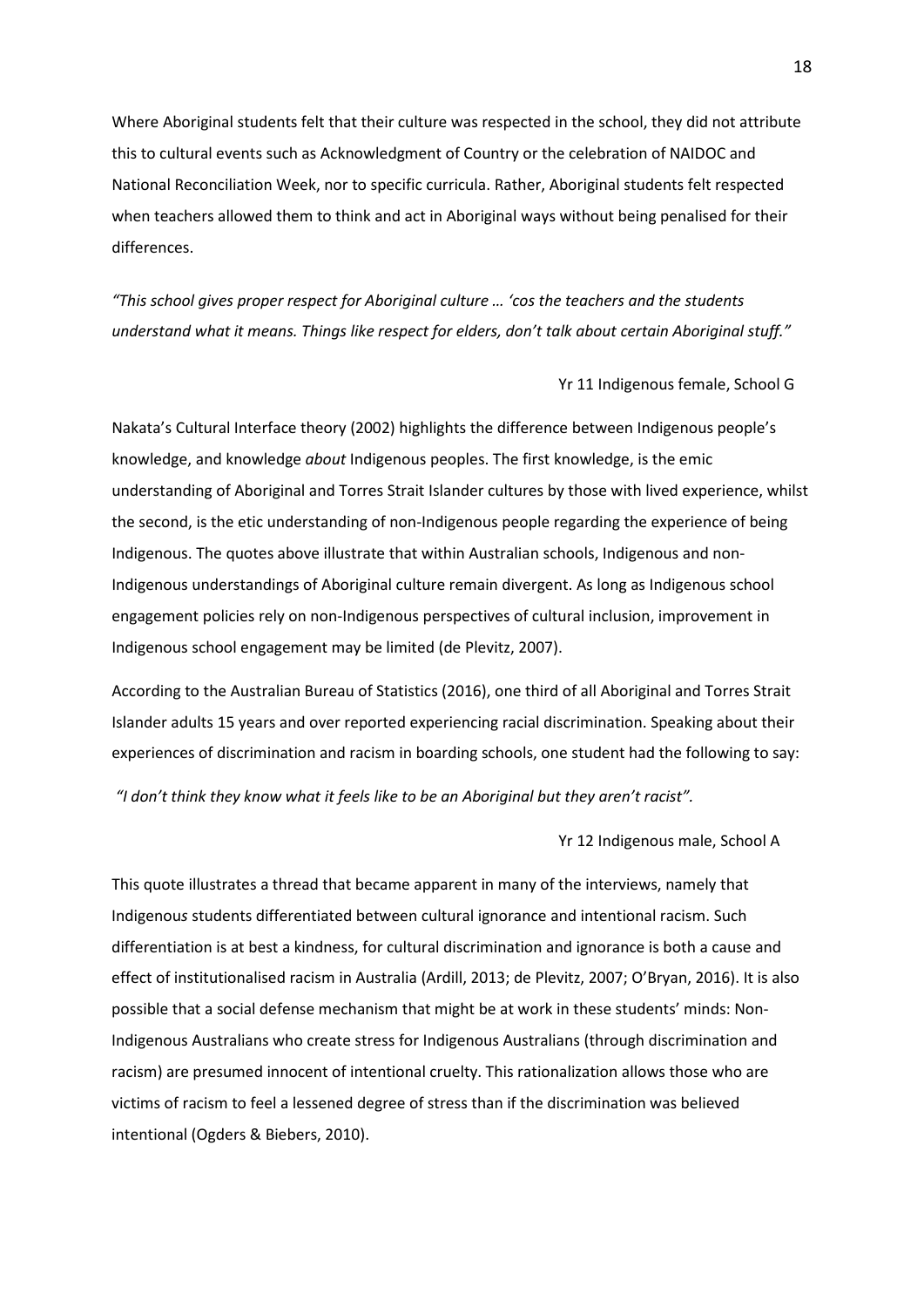Where Aboriginal students felt that their culture was respected in the school, they did not attribute this to cultural events such as Acknowledgment of Country or the celebration of NAIDOC and National Reconciliation Week, nor to specific curricula. Rather, Aboriginal students felt respected when teachers allowed them to think and act in Aboriginal ways without being penalised for their differences.

*"This school gives proper respect for Aboriginal culture … 'cos the teachers and the students understand what it means. Things like respect for elders, don't talk about certain Aboriginal stuff."*

Yr 11 Indigenous female, School G

Nakata's Cultural Interface theory (2002) highlights the difference between Indigenous people's knowledge, and knowledge *about* Indigenous peoples. The first knowledge, is the emic understanding of Aboriginal and Torres Strait Islander cultures by those with lived experience, whilst the second, is the etic understanding of non-Indigenous people regarding the experience of being Indigenous. The quotes above illustrate that within Australian schools, Indigenous and non-Indigenous understandings of Aboriginal culture remain divergent. As long as Indigenous school engagement policies rely on non-Indigenous perspectives of cultural inclusion, improvement in Indigenous school engagement may be limited (de Plevitz, 2007).

According to the Australian Bureau of Statistics (2016), one third of all Aboriginal and Torres Strait Islander adults 15 years and over reported experiencing racial discrimination. Speaking about their experiences of discrimination and racism in boarding schools, one student had the following to say:

*"I don't think they know what it feels like to be an Aboriginal but they aren't racist".*

Yr 12 Indigenous male, School A

This quote illustrates a thread that became apparent in many of the interviews, namely that Indigenous students differentiated between cultural ignorance and intentional racism. Such differentiation is at best a kindness, for cultural discrimination and ignorance is both a cause and effect of institutionalised racism in Australia (Ardill, 2013; de Plevitz, 2007; O'Bryan, 2016). It is also possible that a social defense mechanism that might be at work in these students' minds: Non-Indigenous Australians who create stress for Indigenous Australians (through discrimination and racism) are presumed innocent of intentional cruelty. This rationalization allows those who are victims of racism to feel a lessened degree of stress than if the discrimination was believed intentional (Ogders & Biebers, 2010).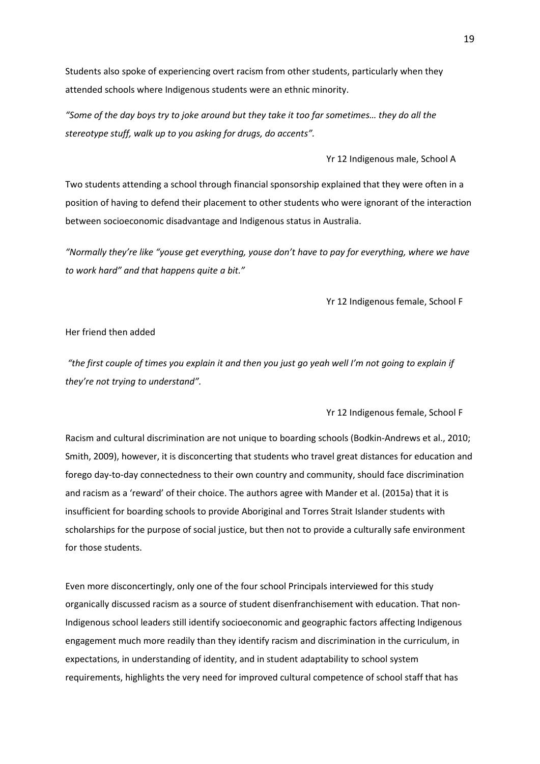Students also spoke of experiencing overt racism from other students, particularly when they attended schools where Indigenous students were an ethnic minority.

*"Some of the day boys try to joke around but they take it too far sometimes… they do all the stereotype stuff, walk up to you asking for drugs, do accents".*

Yr 12 Indigenous male, School A

Two students attending a school through financial sponsorship explained that they were often in a position of having to defend their placement to other students who were ignorant of the interaction between socioeconomic disadvantage and Indigenous status in Australia.

*"Normally they're like "youse get everything, youse don't have to pay for everything, where we have to work hard" and that happens quite a bit."*

Yr 12 Indigenous female, School F

Her friend then added

*"the first couple of times you explain it and then you just go yeah well I'm not going to explain if they're not trying to understand".*

Yr 12 Indigenous female, School F

Racism and cultural discrimination are not unique to boarding schools (Bodkin-Andrews et al., 2010; Smith, 2009), however, it is disconcerting that students who travel great distances for education and forego day-to-day connectedness to their own country and community, should face discrimination and racism as a 'reward' of their choice. The authors agree with Mander et al. (2015a) that it is insufficient for boarding schools to provide Aboriginal and Torres Strait Islander students with scholarships for the purpose of social justice, but then not to provide a culturally safe environment for those students.

Even more disconcertingly, only one of the four school Principals interviewed for this study organically discussed racism as a source of student disenfranchisement with education. That non-Indigenous school leaders still identify socioeconomic and geographic factors affecting Indigenous engagement much more readily than they identify racism and discrimination in the curriculum, in expectations, in understanding of identity, and in student adaptability to school system requirements, highlights the very need for improved cultural competence of school staff that has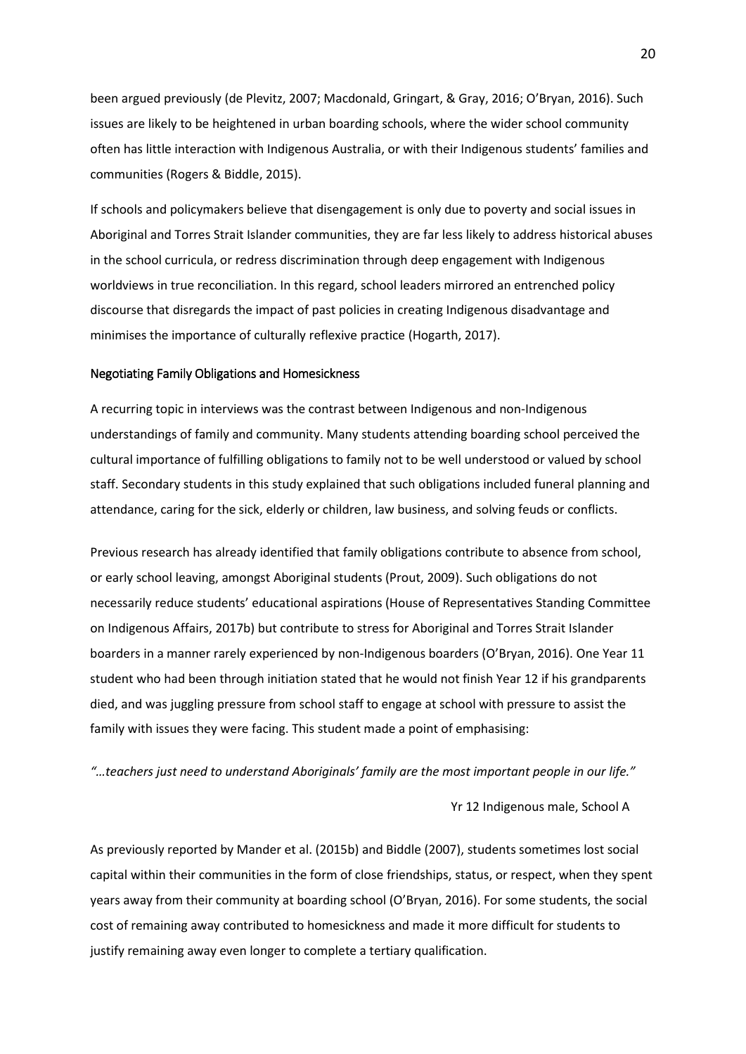been argued previously (de Plevitz, 2007; Macdonald, Gringart, & Gray, 2016; O'Bryan, 2016). Such issues are likely to be heightened in urban boarding schools, where the wider school community often has little interaction with Indigenous Australia, or with their Indigenous students' families and communities (Rogers & Biddle, 2015).

If schools and policymakers believe that disengagement is only due to poverty and social issues in Aboriginal and Torres Strait Islander communities, they are far less likely to address historical abuses in the school curricula, or redress discrimination through deep engagement with Indigenous worldviews in true reconciliation. In this regard, school leaders mirrored an entrenched policy discourse that disregards the impact of past policies in creating Indigenous disadvantage and minimises the importance of culturally reflexive practice (Hogarth, 2017).

### Negotiating Family Obligations and Homesickness

A recurring topic in interviews was the contrast between Indigenous and non-Indigenous understandings of family and community. Many students attending boarding school perceived the cultural importance of fulfilling obligations to family not to be well understood or valued by school staff. Secondary students in this study explained that such obligations included funeral planning and attendance, caring for the sick, elderly or children, law business, and solving feuds or conflicts.

Previous research has already identified that family obligations contribute to absence from school, or early school leaving, amongst Aboriginal students (Prout, 2009). Such obligations do not necessarily reduce students' educational aspirations (House of Representatives Standing Committee on Indigenous Affairs, 2017b) but contribute to stress for Aboriginal and Torres Strait Islander boarders in a manner rarely experienced by non-Indigenous boarders (O'Bryan, 2016). One Year 11 student who had been through initiation stated that he would not finish Year 12 if his grandparents died, and was juggling pressure from school staff to engage at school with pressure to assist the family with issues they were facing. This student made a point of emphasising:

*"…teachers just need to understand Aboriginals' family are the most important people in our life."*

Yr 12 Indigenous male, School A

As previously reported by Mander et al. (2015b) and Biddle (2007), students sometimes lost social capital within their communities in the form of close friendships, status, or respect, when they spent years away from their community at boarding school (O'Bryan, 2016). For some students, the social cost of remaining away contributed to homesickness and made it more difficult for students to justify remaining away even longer to complete a tertiary qualification.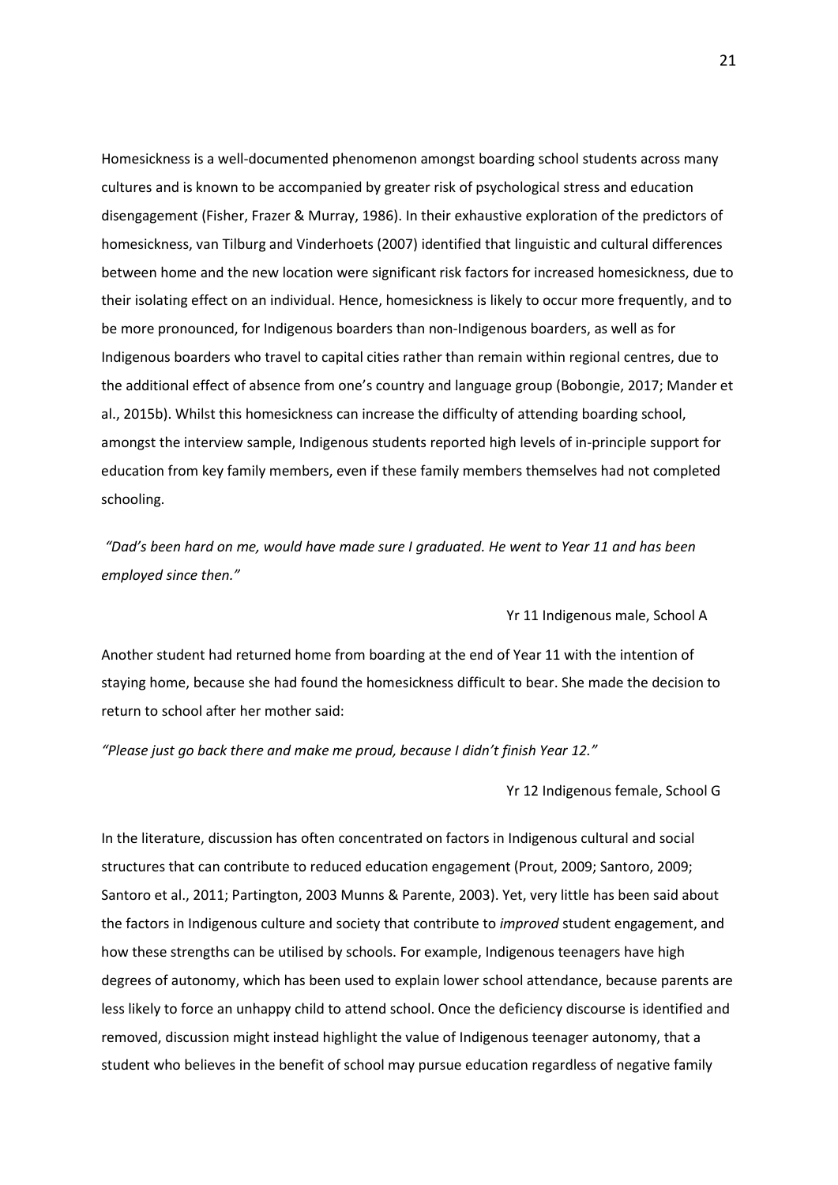Homesickness is a well-documented phenomenon amongst boarding school students across many cultures and is known to be accompanied by greater risk of psychological stress and education disengagement (Fisher, Frazer & Murray, 1986). In their exhaustive exploration of the predictors of homesickness, van Tilburg and Vinderhoets (2007) identified that linguistic and cultural differences between home and the new location were significant risk factors for increased homesickness, due to their isolating effect on an individual. Hence, homesickness is likely to occur more frequently, and to be more pronounced, for Indigenous boarders than non-Indigenous boarders, as well as for Indigenous boarders who travel to capital cities rather than remain within regional centres, due to the additional effect of absence from one's country and language group (Bobongie, 2017; Mander et al., 2015b). Whilst this homesickness can increase the difficulty of attending boarding school, amongst the interview sample, Indigenous students reported high levels of in-principle support for education from key family members, even if these family members themselves had not completed schooling.

*"Dad's been hard on me, would have made sure I graduated. He went to Year 11 and has been employed since then."*

Yr 11 Indigenous male, School A

Another student had returned home from boarding at the end of Year 11 with the intention of staying home, because she had found the homesickness difficult to bear. She made the decision to return to school after her mother said:

*"Please just go back there and make me proud, because I didn't finish Year 12."*

Yr 12 Indigenous female, School G

In the literature, discussion has often concentrated on factors in Indigenous cultural and social structures that can contribute to reduced education engagement (Prout, 2009; Santoro, 2009; Santoro et al., 2011; Partington, 2003 Munns & Parente, 2003). Yet, very little has been said about the factors in Indigenous culture and society that contribute to *improved* student engagement, and how these strengths can be utilised by schools. For example, Indigenous teenagers have high degrees of autonomy, which has been used to explain lower school attendance, because parents are less likely to force an unhappy child to attend school. Once the deficiency discourse is identified and removed, discussion might instead highlight the value of Indigenous teenager autonomy, that a student who believes in the benefit of school may pursue education regardless of negative family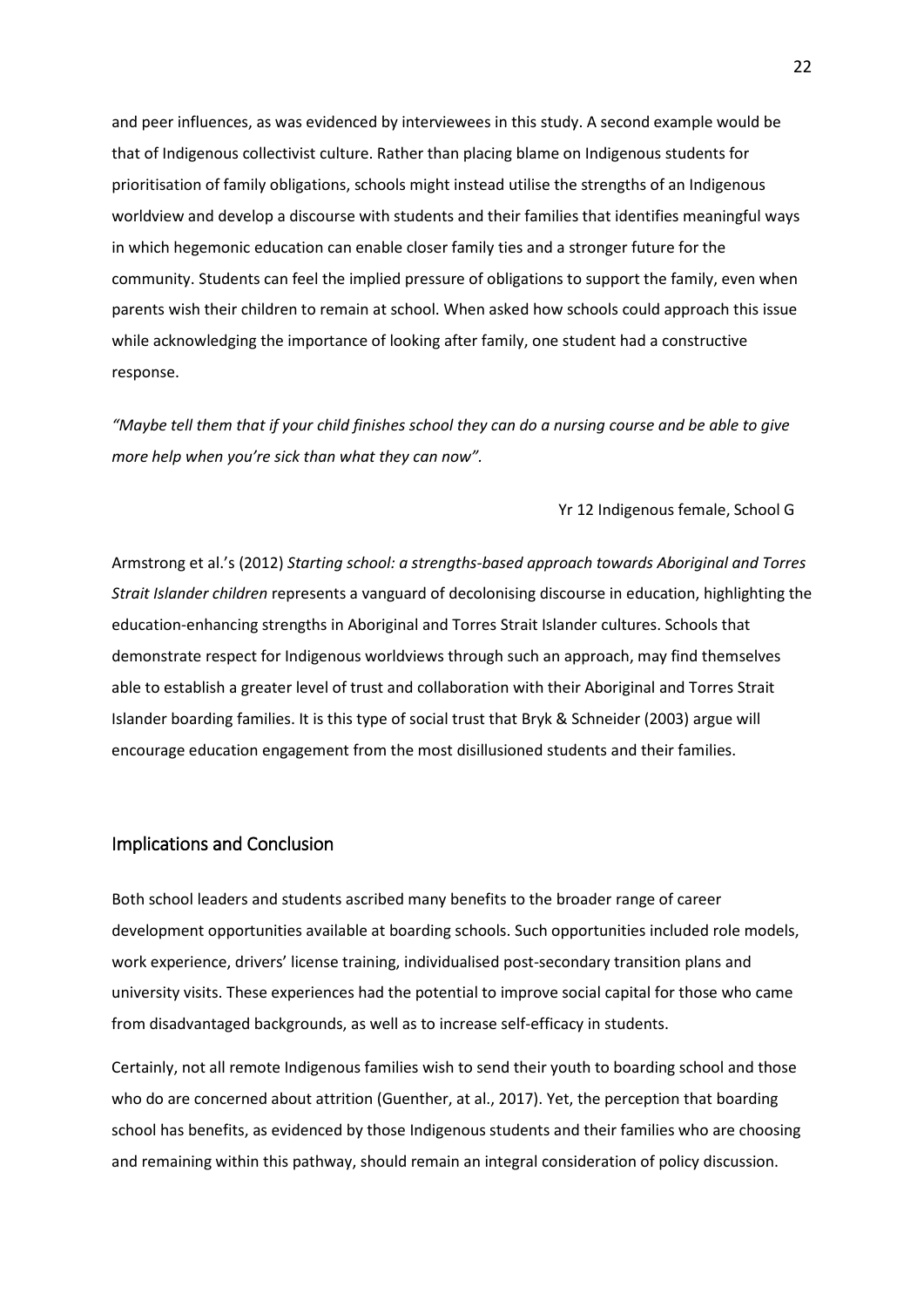and peer influences, as was evidenced by interviewees in this study. A second example would be that of Indigenous collectivist culture. Rather than placing blame on Indigenous students for prioritisation of family obligations, schools might instead utilise the strengths of an Indigenous worldview and develop a discourse with students and their families that identifies meaningful ways in which hegemonic education can enable closer family ties and a stronger future for the community. Students can feel the implied pressure of obligations to support the family, even when parents wish their children to remain at school. When asked how schools could approach this issue while acknowledging the importance of looking after family, one student had a constructive response.

*"Maybe tell them that if your child finishes school they can do a nursing course and be able to give more help when you're sick than what they can now".*

Yr 12 Indigenous female, School G

Armstrong et al.'s (2012) *Starting school: a strengths-based approach towards Aboriginal and Torres Strait Islander children* represents a vanguard of decolonising discourse in education, highlighting the education-enhancing strengths in Aboriginal and Torres Strait Islander cultures. Schools that demonstrate respect for Indigenous worldviews through such an approach, may find themselves able to establish a greater level of trust and collaboration with their Aboriginal and Torres Strait Islander boarding families. It is this type of social trust that Bryk & Schneider (2003) argue will encourage education engagement from the most disillusioned students and their families.

## Implications and Conclusion

Both school leaders and students ascribed many benefits to the broader range of career development opportunities available at boarding schools. Such opportunities included role models, work experience, drivers' license training, individualised post-secondary transition plans and university visits. These experiences had the potential to improve social capital for those who came from disadvantaged backgrounds, as well as to increase self-efficacy in students.

Certainly, not all remote Indigenous families wish to send their youth to boarding school and those who do are concerned about attrition (Guenther, at al., 2017). Yet, the perception that boarding school has benefits, as evidenced by those Indigenous students and their families who are choosing and remaining within this pathway, should remain an integral consideration of policy discussion.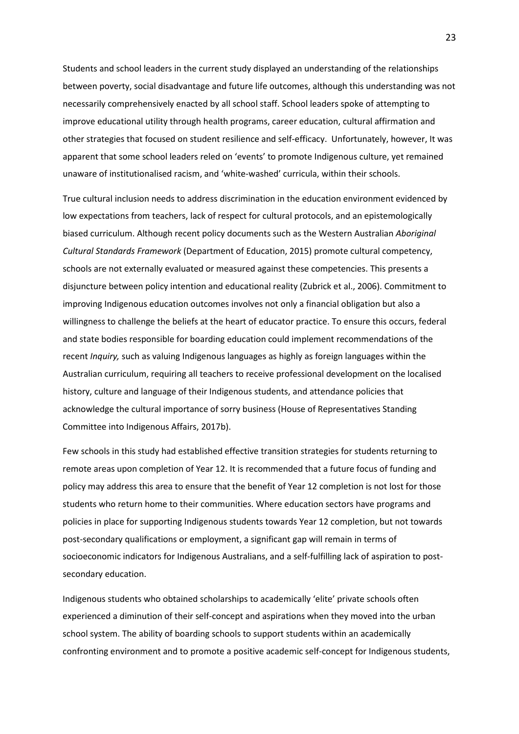Students and school leaders in the current study displayed an understanding of the relationships between poverty, social disadvantage and future life outcomes, although this understanding was not necessarily comprehensively enacted by all school staff. School leaders spoke of attempting to improve educational utility through health programs, career education, cultural affirmation and other strategies that focused on student resilience and self-efficacy. Unfortunately, however, It was apparent that some school leaders reled on 'events' to promote Indigenous culture, yet remained unaware of institutionalised racism, and 'white-washed' curricula, within their schools.

True cultural inclusion needs to address discrimination in the education environment evidenced by low expectations from teachers, lack of respect for cultural protocols, and an epistemologically biased curriculum. Although recent policy documents such as the Western Australian *Aboriginal Cultural Standards Framework* (Department of Education, 2015) promote cultural competency, schools are not externally evaluated or measured against these competencies. This presents a disjuncture between policy intention and educational reality (Zubrick et al., 2006). Commitment to improving Indigenous education outcomes involves not only a financial obligation but also a willingness to challenge the beliefs at the heart of educator practice. To ensure this occurs, federal and state bodies responsible for boarding education could implement recommendations of the recent *Inquiry,* such as valuing Indigenous languages as highly as foreign languages within the Australian curriculum, requiring all teachers to receive professional development on the localised history, culture and language of their Indigenous students, and attendance policies that acknowledge the cultural importance of sorry business (House of Representatives Standing Committee into Indigenous Affairs, 2017b).

Few schools in this study had established effective transition strategies for students returning to remote areas upon completion of Year 12. It is recommended that a future focus of funding and policy may address this area to ensure that the benefit of Year 12 completion is not lost for those students who return home to their communities. Where education sectors have programs and policies in place for supporting Indigenous students towards Year 12 completion, but not towards post-secondary qualifications or employment, a significant gap will remain in terms of socioeconomic indicators for Indigenous Australians, and a self-fulfilling lack of aspiration to post-secondary education.

Indigenous students who obtained scholarships to academically 'elite' private schools often experienced a diminution of their self-concept and aspirations when they moved into the urban school system. The ability of boarding schools to support students within an academically confronting environment and to promote a positive academic self-concept for Indigenous students,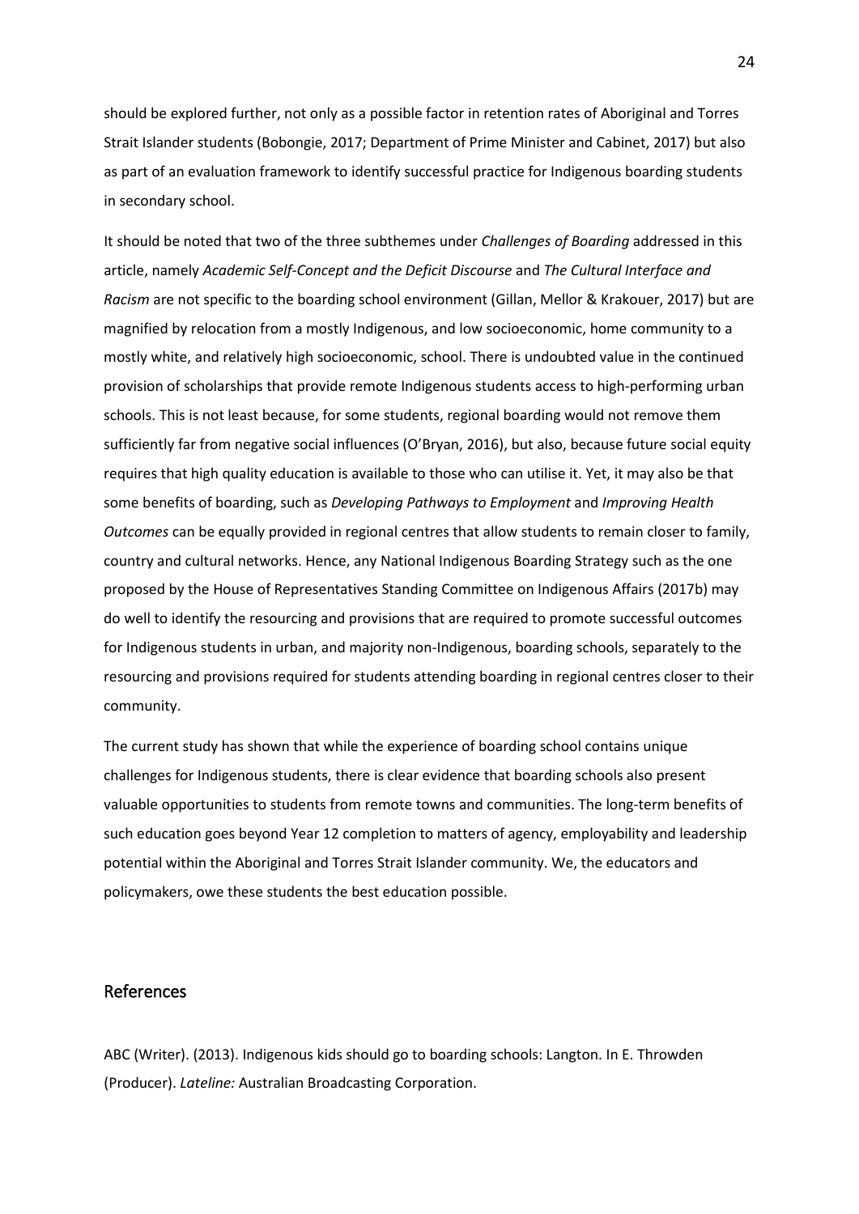should be explored further, not only as a possible factor in retention rates of Aboriginal and Torres Strait Islander students (Bobongie, 2017; Department of Prime Minister and Cabinet, 2017) but also as part of an evaluation framework to identify successful practice for Indigenous boarding students in secondary school.

It should be noted that two of the three subthemes under *Challenges of Boarding* addressed in this article, namely *Academic Self-Concept and the Deficit Discourse* and *The Cultural Interface and Racism* are not specific to the boarding school environment (Gillan, Mellor & Krakouer, 2017) but are magnified by relocation from a mostly Indigenous, and low socioeconomic, home community to a mostly white, and relatively high socioeconomic, school. There is undoubted value in the continued provision of scholarships that provide remote Indigenous students access to high-performing urban schools. This is not least because, for some students, regional boarding would not remove them sufficiently far from negative social influences (O'Bryan, 2016), but also, because future social equity requires that high quality education is available to those who can utilise it. Yet, it may also be that some benefits of boarding, such as *Developing Pathways to Employment* and *Improving Health Outcomes* can be equally provided in regional centres that allow students to remain closer to family, country and cultural networks. Hence, any National Indigenous Boarding Strategy such as the one proposed by the House of Representatives Standing Committee on Indigenous Affairs (2017b) may do well to identify the resourcing and provisions that are required to promote successful outcomes for Indigenous students in urban, and majority non-Indigenous, boarding schools, separately to the resourcing and provisions required for students attending boarding in regional centres closer to their community.

The current study has shown that while the experience of boarding school contains unique challenges for Indigenous students, there is clear evidence that boarding schools also present valuable opportunities to students from remote towns and communities. The long-term benefits of such education goes beyond Year 12 completion to matters of agency, employability and leadership potential within the Aboriginal and Torres Strait Islander community. We, the educators and policymakers, owe these students the best education possible.

## References

ABC (Writer). (2013). Indigenous kids should go to boarding schools: Langton. In E. Throwden (Producer). *Lateline:* Australian Broadcasting Corporation.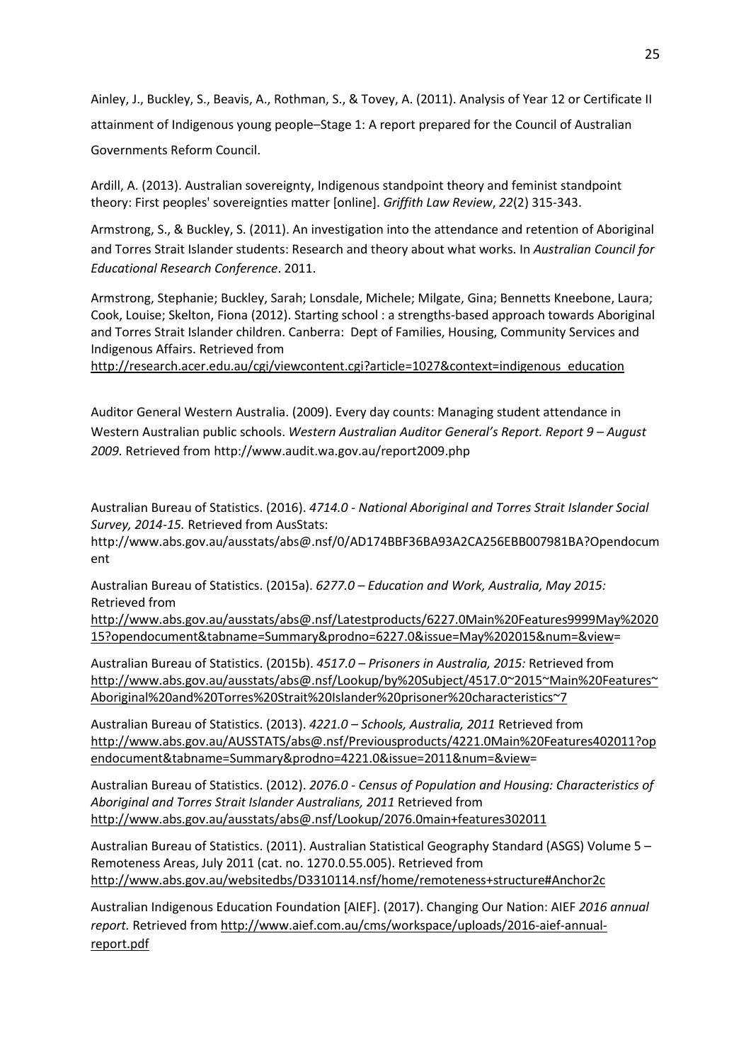Ainley, J., Buckley, S., Beavis, A., Rothman, S., & Tovey, A. (2011). Analysis of Year 12 or Certificate II attainment of Indigenous young people–Stage 1: A report prepared for the Council of Australian Governments Reform Council.

Ardill, A. (2013). Australian sovereignty, Indigenous standpoint theory and feminist standpoint theory: First peoples' sovereignties matter [online]. *Griffith Law Review*, *22*(2) 315-343.

Armstrong, S., & Buckley, S. (2011). An investigation into the attendance and retention of Aboriginal and Torres Strait Islander students: Research and theory about what works. In *Australian Council for Educational Research Conference*. 2011.

Armstrong, Stephanie; Buckley, Sarah; Lonsdale, Michele; Milgate, Gina; Bennetts Kneebone, Laura; Cook, Louise; Skelton, Fiona (2012). Starting school : a strengths-based approach towards Aboriginal and Torres Strait Islander children. Canberra: Dept of Families, Housing, Community Services and Indigenous Affairs. Retrieved from http://research.acer.edu.au/cgi/viewcontent.cgi?article=1027&context=indigenous_education

Auditor General Western Australia. (2009). Every day counts: Managing student attendance in Western Australian public schools. *Western Australian Auditor General's Report. Report 9 – August 2009.* Retrieved from http://www.audit.wa.gov.au/report2009.php

Australian Bureau of Statistics. (2016). *4714.0 - National Aboriginal and Torres Strait Islander Social Survey, 2014-15.* Retrieved from AusStats: http://www.abs.gov.au/ausstats/abs@.nsf/0/AD174BBF36BA93A2CA256EBB007981BA?Opendocument

Australian Bureau of Statistics. (2015a). *6277.0 – Education and Work, Australia, May 2015:* Retrieved from http://www.abs.gov.au/ausstats/abs@.nsf/Latestproducts/6227.0Main%20Features9999May%202015?opendocument&tabname=Summary&prodno=6227.0&issue=May%202015&num=&view=

Australian Bureau of Statistics. (2015b). *4517.0 – Prisoners in Australia, 2015:* Retrieved from http://www.abs.gov.au/ausstats/abs@.nsf/Lookup/by%20Subject/4517.0~2015~Main%20Features~Aboriginal%20and%20Torres%20Strait%20Islander%20prisoner%20characteristics~7

Australian Bureau of Statistics. (2013). *4221.0 – Schools, Australia, 2011* Retrieved from http://www.abs.gov.au/AUSSTATS/abs@.nsf/Previousproducts/4221.0Main%20Features402011?opendocument&tabname=Summary&prodno=4221.0&issue=2011&num=&view=

Australian Bureau of Statistics. (2012). *2076.0 - Census of Population and Housing: Characteristics of Aboriginal and Torres Strait Islander Australians, 2011* Retrieved from http://www.abs.gov.au/ausstats/abs@.nsf/Lookup/2076.0main+features302011

Australian Bureau of Statistics. (2011). Australian Statistical Geography Standard (ASGS) Volume 5 – Remoteness Areas, July 2011 (cat. no. 1270.0.55.005). Retrieved from http://www.abs.gov.au/websitedbs/D3310114.nsf/home/remoteness+structure#Anchor2c

Australian Indigenous Education Foundation [AIEF]. (2017). Changing Our Nation: AIEF *2016 annual report.* Retrieved from http://www.aief.com.au/cms/workspace/uploads/2016-aief-annual-report.pdf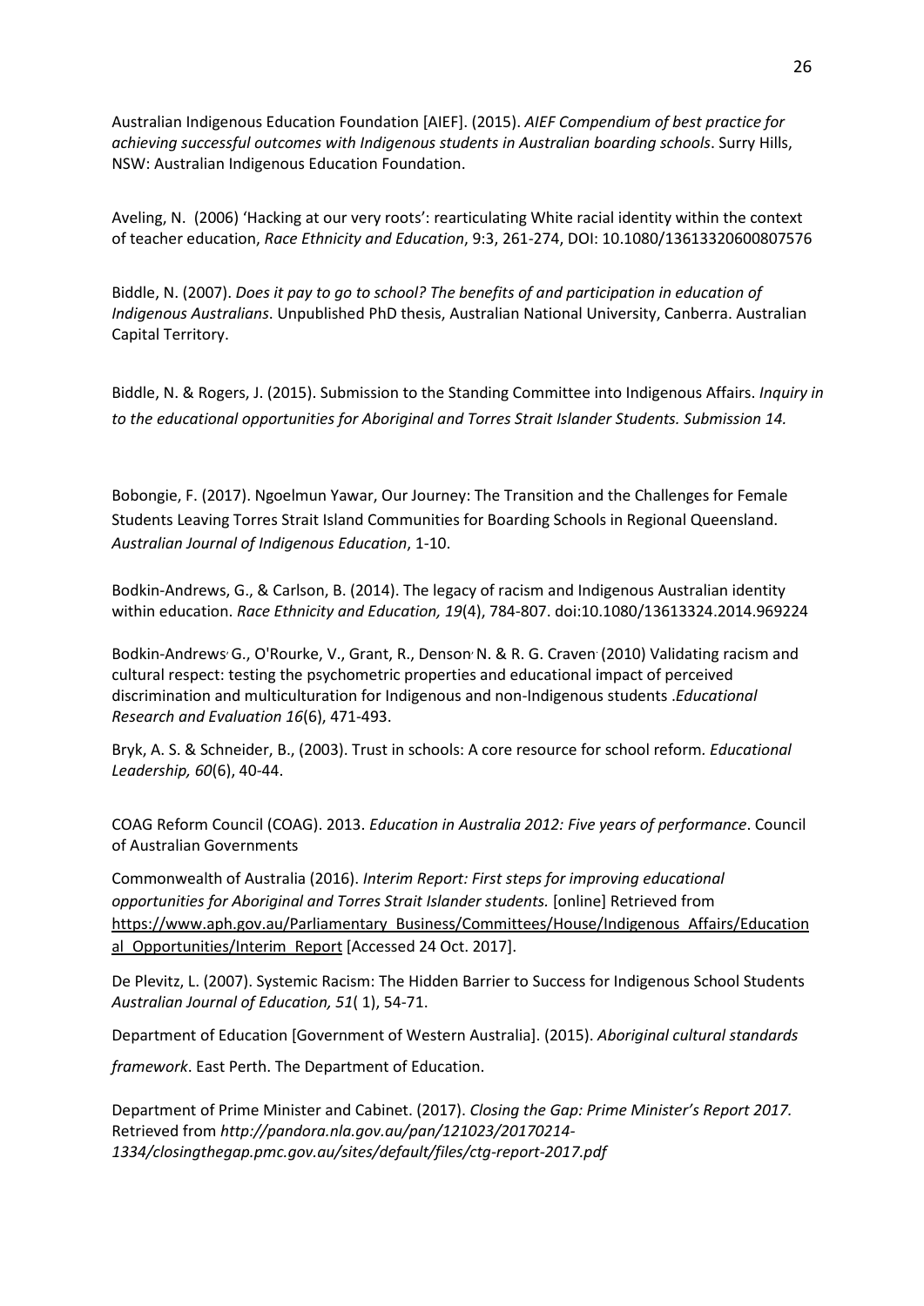Australian Indigenous Education Foundation [AIEF]. (2015). *AIEF Compendium of best practice for achieving successful outcomes with Indigenous students in Australian boarding schools*. Surry Hills, NSW: Australian Indigenous Education Foundation.

Aveling, N. (2006) 'Hacking at our very roots': rearticulating White racial identity within the context of teacher education, *Race Ethnicity and Education*, 9:3, 261-274, DOI: 10.1080/13613320600807576

Biddle, N. (2007). *Does it pay to go to school? The benefits of and participation in education of Indigenous Australians*. Unpublished PhD thesis, Australian National University, Canberra. Australian Capital Territory.

Biddle, N. & Rogers, J. (2015). Submission to the Standing Committee into Indigenous Affairs. *Inquiry in to the educational opportunities for Aboriginal and Torres Strait Islander Students. Submission 14.*

Bobongie, F. (2017). Ngoelmun Yawar, Our Journey: The Transition and the Challenges for Female Students Leaving Torres Strait Island Communities for Boarding Schools in Regional Queensland. *Australian Journal of Indigenous Education*, 1-10.

Bodkin-Andrews, G., & Carlson, B. (2014). The legacy of racism and Indigenous Australian identity within education. *Race Ethnicity and Education, 19*(4), 784-807. doi:10.1080/13613324.2014.969224

Bodkin-Andrews, G., O'Rourke, V., Grant, R., Denson, N. & R. G. Craven (2010) Validating racism and cultural respect: testing the psychometric properties and educational impact of perceived discrimination and multiculturation for Indigenous and non-Indigenous students .*Educational Research and Evaluation 16*(6), 471-493.

Bryk, A. S. & Schneider, B., (2003). Trust in schools: A core resource for school reform. *Educational Leadership, 60*(6), 40-44.

COAG Reform Council (COAG). 2013. *Education in Australia 2012: Five years of performance*. Council of Australian Governments

Commonwealth of Australia (2016). *Interim Report: First steps for improving educational opportunities for Aboriginal and Torres Strait Islander students.* [online] Retrieved from https://www.aph.gov.au/Parliamentary_Business/Committees/House/Indigenous_Affairs/Educational_Opportunities/Interim_Report [Accessed 24 Oct. 2017].

De Plevitz, L. (2007). Systemic Racism: The Hidden Barrier to Success for Indigenous School Students *Australian Journal of Education, 51*( 1), 54-71.

Department of Education [Government of Western Australia]. (2015). *Aboriginal cultural standards framework*. East Perth. The Department of Education.

Department of Prime Minister and Cabinet. (2017). *Closing the Gap: Prime Minister's Report 2017.* Retrieved from *http://pandora.nla.gov.au/pan/121023/20170214-1334/closingthegap.pmc.gov.au/sites/default/files/ctg-report-2017.pdf*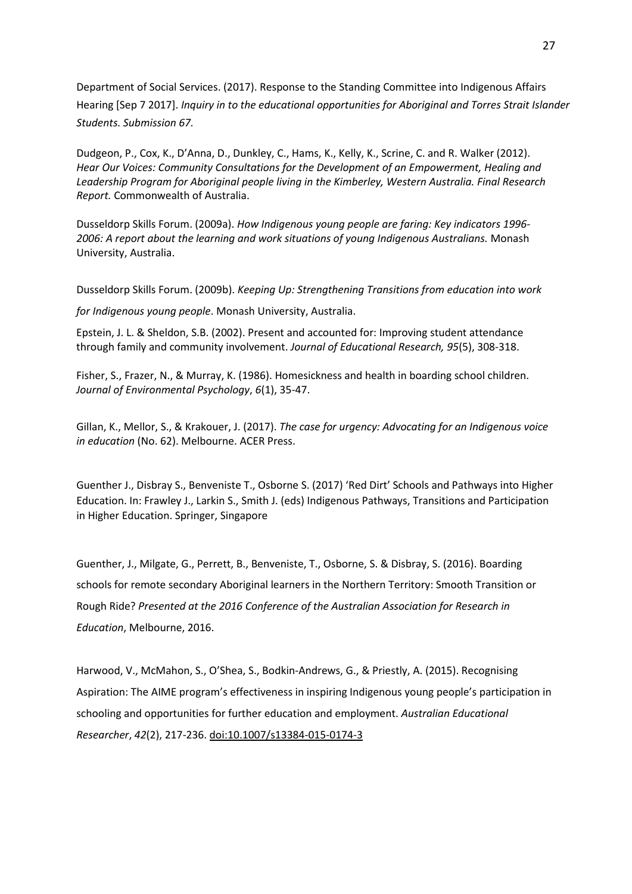Department of Social Services. (2017). Response to the Standing Committee into Indigenous Affairs Hearing [Sep 7 2017]. *Inquiry in to the educational opportunities for Aboriginal and Torres Strait Islander Students. Submission 67.*

Dudgeon, P., Cox, K., D'Anna, D., Dunkley, C., Hams, K., Kelly, K., Scrine, C. and R. Walker (2012). *Hear Our Voices: Community Consultations for the Development of an Empowerment, Healing and Leadership Program for Aboriginal people living in the Kimberley, Western Australia. Final Research Report.* Commonwealth of Australia.

Dusseldorp Skills Forum. (2009a). *How Indigenous young people are faring: Key indicators 1996-2006: A report about the learning and work situations of young Indigenous Australians.* Monash University, Australia.

Dusseldorp Skills Forum. (2009b). *Keeping Up: Strengthening Transitions from education into work for Indigenous young people*. Monash University, Australia.

Epstein, J. L. & Sheldon, S.B. (2002). Present and accounted for: Improving student attendance through family and community involvement. *Journal of Educational Research, 95*(5), 308-318.

Fisher, S., Frazer, N., & Murray, K. (1986). Homesickness and health in boarding school children. *Journal of Environmental Psychology*, *6*(1), 35-47.

Gillan, K., Mellor, S., & Krakouer, J. (2017). *The case for urgency: Advocating for an Indigenous voice in education* (No. 62). Melbourne. ACER Press.

Guenther J., Disbray S., Benveniste T., Osborne S. (2017) 'Red Dirt' Schools and Pathways into Higher Education. In: Frawley J., Larkin S., Smith J. (eds) Indigenous Pathways, Transitions and Participation in Higher Education. Springer, Singapore

Guenther, J., Milgate, G., Perrett, B., Benveniste, T., Osborne, S. & Disbray, S. (2016). Boarding schools for remote secondary Aboriginal learners in the Northern Territory: Smooth Transition or Rough Ride? *Presented at the 2016 Conference of the Australian Association for Research in Education*, Melbourne, 2016.

Harwood, V., McMahon, S., O'Shea, S., Bodkin-Andrews, G., & Priestly, A. (2015). Recognising Aspiration: The AIME program's effectiveness in inspiring Indigenous young people's participation in schooling and opportunities for further education and employment. *Australian Educational Researcher*, *42*(2), 217-236. doi:10.1007/s13384-015-0174-3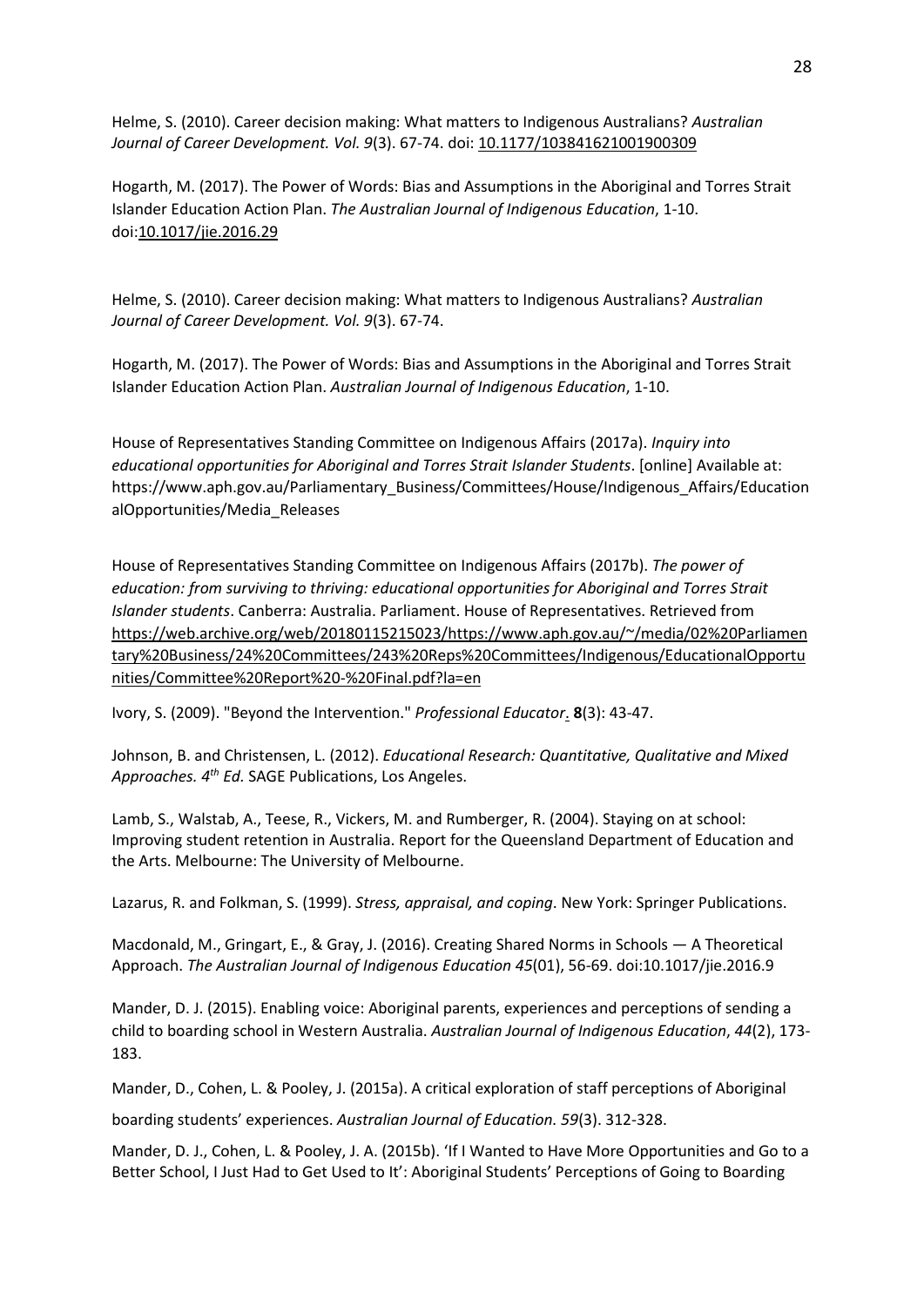Helme, S. (2010). Career decision making: What matters to Indigenous Australians? *Australian Journal of Career Development. Vol. 9*(3). 67-74. doi: 10.1177/103841621001900309

Hogarth, M. (2017). The Power of Words: Bias and Assumptions in the Aboriginal and Torres Strait Islander Education Action Plan. *The Australian Journal of Indigenous Education*, 1-10. doi:10.1017/jie.2016.29

Helme, S. (2010). Career decision making: What matters to Indigenous Australians? *Australian Journal of Career Development. Vol. 9*(3). 67-74.

Hogarth, M. (2017). The Power of Words: Bias and Assumptions in the Aboriginal and Torres Strait Islander Education Action Plan. *Australian Journal of Indigenous Education*, 1-10.

House of Representatives Standing Committee on Indigenous Affairs (2017a). *Inquiry into educational opportunities for Aboriginal and Torres Strait Islander Students*. [online] Available at: https://www.aph.gov.au/Parliamentary_Business/Committees/House/Indigenous_Affairs/EducationalOpportunities/Media_Releases

House of Representatives Standing Committee on Indigenous Affairs (2017b). *The power of education: from surviving to thriving: educational opportunities for Aboriginal and Torres Strait Islander students*. Canberra: Australia. Parliament. House of Representatives. Retrieved from https://web.archive.org/web/20180115215023/https://www.aph.gov.au/~/media/02%20Parliamentary%20Business/24%20Committees/243%20Reps%20Committees/Indigenous/EducationalOpportunities/Committee%20Report%20-%20Final.pdf?la=en

Ivory, S. (2009). "Beyond the Intervention." *Professional Educator*. **8**(3): 43-47.

Johnson, B. and Christensen, L. (2012). *Educational Research: Quantitative, Qualitative and Mixed Approaches. 4th Ed.* SAGE Publications, Los Angeles.

Lamb, S., Walstab, A., Teese, R., Vickers, M. and Rumberger, R. (2004). Staying on at school: Improving student retention in Australia. Report for the Queensland Department of Education and the Arts. Melbourne: The University of Melbourne.

Lazarus, R. and Folkman, S. (1999). *Stress, appraisal, and coping*. New York: Springer Publications.

Macdonald, M., Gringart, E., & Gray, J. (2016). Creating Shared Norms in Schools — A Theoretical Approach. *The Australian Journal of Indigenous Education 45*(01), 56-69. doi:10.1017/jie.2016.9

Mander, D. J. (2015). Enabling voice: Aboriginal parents, experiences and perceptions of sending a child to boarding school in Western Australia. *Australian Journal of Indigenous Education*, *44*(2), 173-183.

Mander, D., Cohen, L. & Pooley, J. (2015a). A critical exploration of staff perceptions of Aboriginal boarding students' experiences. *Australian Journal of Education. 59*(3). 312-328.

Mander, D. J., Cohen, L. & Pooley, J. A. (2015b). 'If I Wanted to Have More Opportunities and Go to a Better School, I Just Had to Get Used to It': Aboriginal Students' Perceptions of Going to Boarding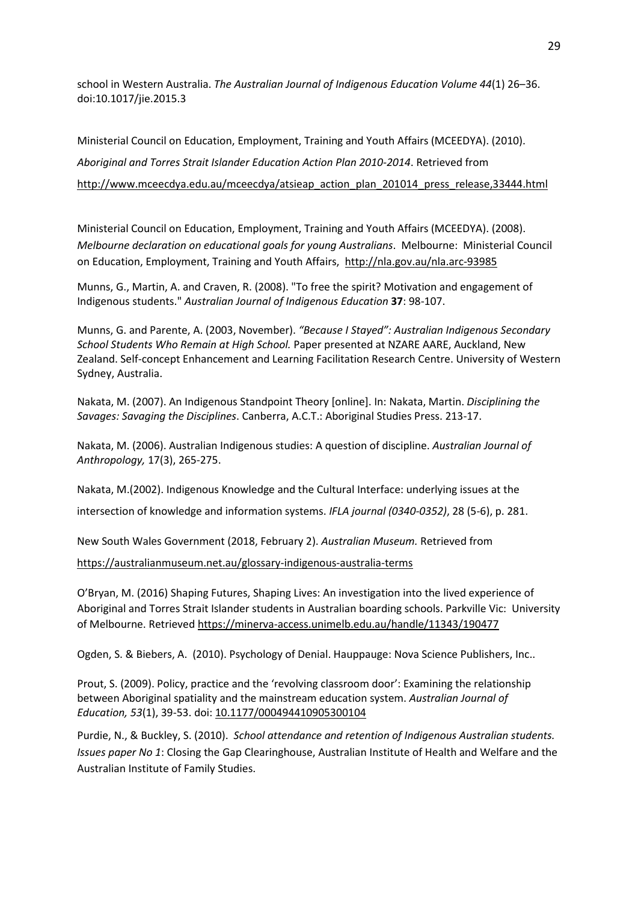school in Western Australia. *The Australian Journal of Indigenous Education Volume 44*(1) 26–36. doi:10.1017/jie.2015.3

Ministerial Council on Education, Employment, Training and Youth Affairs (MCEEDYA). (2010). *Aboriginal and Torres Strait Islander Education Action Plan 2010-2014*. Retrieved from http://www.mceecdya.edu.au/mceecdya/atsieap_action_plan_201014_press_release,33444.html

Ministerial Council on Education, Employment, Training and Youth Affairs (MCEEDYA). (2008). *Melbourne declaration on educational goals for young Australians*. Melbourne: Ministerial Council on Education, Employment, Training and Youth Affairs, http://nla.gov.au/nla.arc-93985

Munns, G., Martin, A. and Craven, R. (2008). "To free the spirit? Motivation and engagement of Indigenous students." *Australian Journal of Indigenous Education* **37**: 98-107.

Munns, G. and Parente, A. (2003, November). *"Because I Stayed": Australian Indigenous Secondary School Students Who Remain at High School.* Paper presented at NZARE AARE, Auckland, New Zealand. Self-concept Enhancement and Learning Facilitation Research Centre. University of Western Sydney, Australia.

Nakata, M. (2007). An Indigenous Standpoint Theory [online]. In: Nakata, Martin. *Disciplining the Savages: Savaging the Disciplines*. Canberra, A.C.T.: Aboriginal Studies Press. 213-17.

Nakata, M. (2006). Australian Indigenous studies: A question of discipline. *Australian Journal of Anthropology,* 17(3), 265-275.

Nakata, M.(2002). Indigenous Knowledge and the Cultural Interface: underlying issues at the intersection of knowledge and information systems. *IFLA journal (0340-0352)*, 28 (5-6), p. 281.

New South Wales Government (2018, February 2). *Australian Museum.* Retrieved from https://australianmuseum.net.au/glossary-indigenous-australia-terms

O'Bryan, M. (2016) Shaping Futures, Shaping Lives: An investigation into the lived experience of Aboriginal and Torres Strait Islander students in Australian boarding schools. Parkville Vic: University of Melbourne. Retrieved https://minerva-access.unimelb.edu.au/handle/11343/190477

Ogden, S. & Biebers, A. (2010). Psychology of Denial. Hauppauge: Nova Science Publishers, Inc..

Prout, S. (2009). Policy, practice and the 'revolving classroom door': Examining the relationship between Aboriginal spatiality and the mainstream education system. *Australian Journal of Education, 53*(1), 39-53. doi: 10.1177/000494410905300104

Purdie, N., & Buckley, S. (2010). *School attendance and retention of Indigenous Australian students. Issues paper No 1*: Closing the Gap Clearinghouse, Australian Institute of Health and Welfare and the Australian Institute of Family Studies.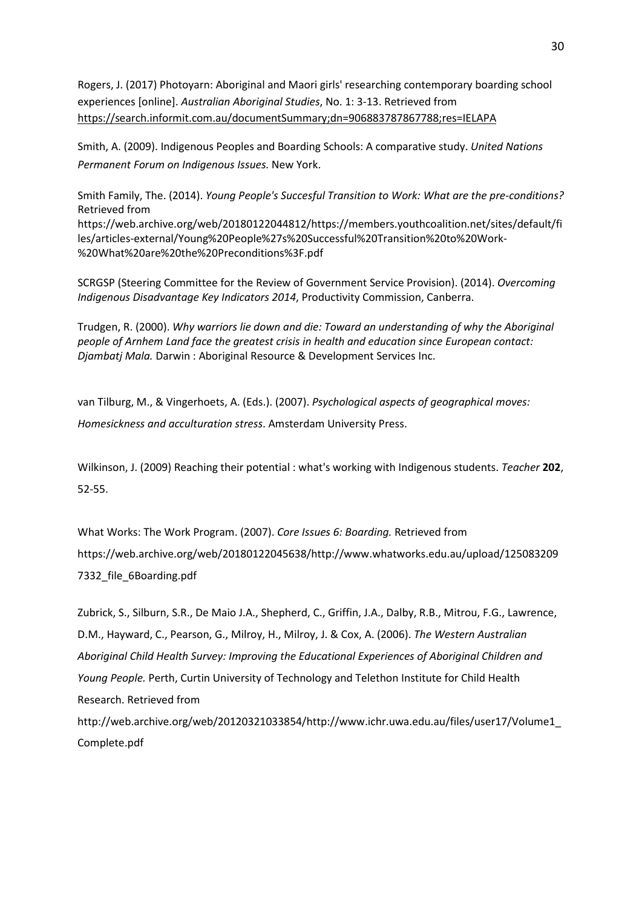Rogers, J. (2017) Photoyarn: Aboriginal and Maori girls' researching contemporary boarding school experiences [online]. *Australian Aboriginal Studies*, No. 1: 3-13. Retrieved from https://search.informit.com.au/documentSummary;dn=906883787867788;res=IELAPA

Smith, A. (2009). Indigenous Peoples and Boarding Schools: A comparative study. *United Nations Permanent Forum on Indigenous Issues.* New York.

Smith Family, The. (2014). *Young People's Succesful Transition to Work: What are the pre-conditions?* Retrieved from https://web.archive.org/web/20180122044812/https://members.youthcoalition.net/sites/default/files/articles-external/Young%20People%27s%20Successful%20Transition%20to%20Work-%20What%20are%20the%20Preconditions%3F.pdf

SCRGSP (Steering Committee for the Review of Government Service Provision). (2014). *Overcoming Indigenous Disadvantage Key Indicators 2014*, Productivity Commission, Canberra.

Trudgen, R. (2000). *Why warriors lie down and die: Toward an understanding of why the Aboriginal people of Arnhem Land face the greatest crisis in health and education since European contact: Djambatj Mala.* Darwin : Aboriginal Resource & Development Services Inc.

van Tilburg, M., & Vingerhoets, A. (Eds.). (2007). *Psychological aspects of geographical moves: Homesickness and acculturation stress*. Amsterdam University Press.

Wilkinson, J. (2009) Reaching their potential : what's working with Indigenous students. *Teacher* **202**, 52-55.

What Works: The Work Program. (2007). *Core Issues 6: Boarding.* Retrieved from https://web.archive.org/web/20180122045638/http://www.whatworks.edu.au/upload/1250832097332_file_6Boarding.pdf

Zubrick, S., Silburn, S.R., De Maio J.A., Shepherd, C., Griffin, J.A., Dalby, R.B., Mitrou, F.G., Lawrence, D.M., Hayward, C., Pearson, G., Milroy, H., Milroy, J. & Cox, A. (2006). *The Western Australian Aboriginal Child Health Survey: Improving the Educational Experiences of Aboriginal Children and Young People.* Perth, Curtin University of Technology and Telethon Institute for Child Health Research. Retrieved from http://web.archive.org/web/20120321033854/http://www.ichr.uwa.edu.au/files/user17/Volume1_Complete.pdf